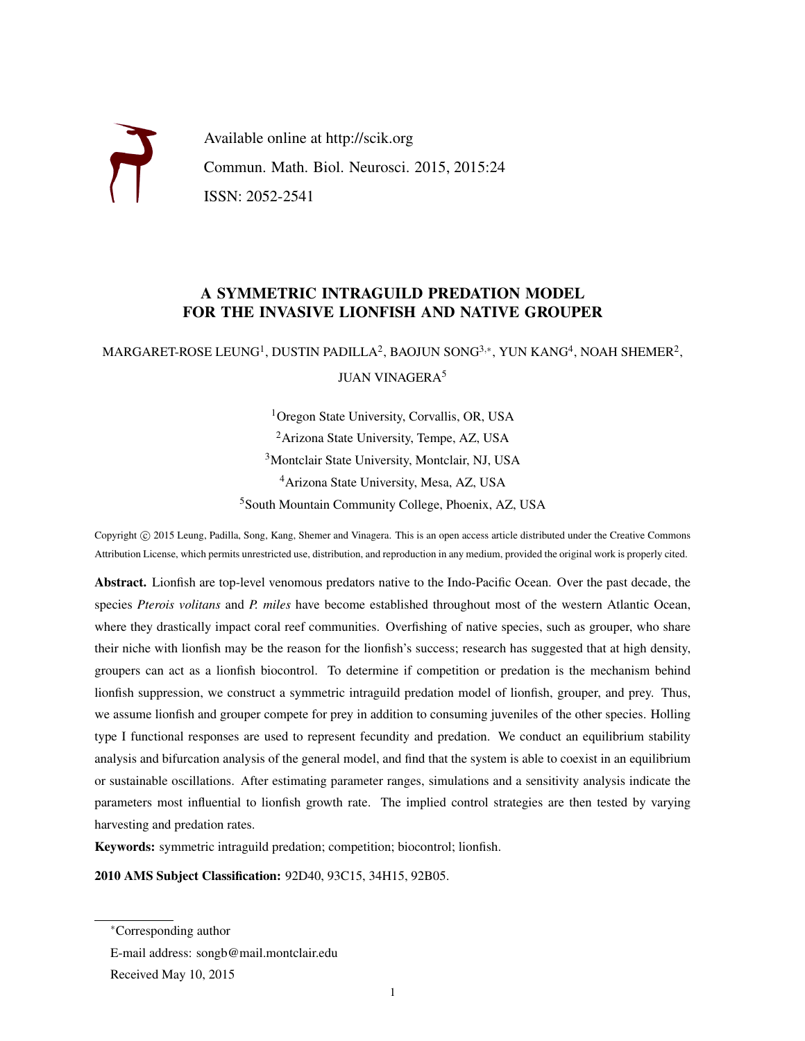Available online at http://scik.org

Commun. Math. Biol. Neurosci. 2015, 2015:24

ISSN: 2052-2541

# A SYMMETRIC INTRAGUILD PREDATION MODEL FOR THE INVASIVE LIONFISH AND NATIVE GROUPER

MARGARET-ROSE LEUNG[1], DUSTIN PADILLA[2], BAOJUN SONG[3,*], YUN KANG[4], NOAH SHEMER[2], JUAN VINAGERA[5]

[1]Oregon State University, Corvallis, OR, USA

[2]Arizona State University, Tempe, AZ, USA

[3]Montclair State University, Montclair, NJ, USA

[4]Arizona State University, Mesa, AZ, USA

[5]South Mountain Community College, Phoenix, AZ, USA

Copyright © 2015 Leung, Padilla, Song, Kang, Shemer and Vinagera. This is an open access article distributed under the Creative Commons Attribution License, which permits unrestricted use, distribution, and reproduction in any medium, provided the original work is properly cited.

**Abstract.** Lionfish are top-level venomous predators native to the Indo-Pacific Ocean. Over the past decade, the species *Pterois volitans* and *P. miles* have become established throughout most of the western Atlantic Ocean, where they drastically impact coral reef communities. Overfishing of native species, such as grouper, who share their niche with lionfish may be the reason for the lionfish's success; research has suggested that at high density, groupers can act as a lionfish biocontrol. To determine if competition or predation is the mechanism behind lionfish suppression, we construct a symmetric intraguild predation model of lionfish, grouper, and prey. Thus, we assume lionfish and grouper compete for prey in addition to consuming juveniles of the other species. Holling type I functional responses are used to represent fecundity and predation. We conduct an equilibrium stability analysis and bifurcation analysis of the general model, and find that the system is able to coexist in an equilibrium or sustainable oscillations. After estimating parameter ranges, simulations and a sensitivity analysis indicate the parameters most influential to lionfish growth rate. The implied control strategies are then tested by varying harvesting and predation rates.

**Keywords:** symmetric intraguild predation; competition; biocontrol; lionfish.

**2010 AMS Subject Classification:** 92D40, 93C15, 34H15, 92B05.

---

*Corresponding author

E-mail address: songb@mail.montclair.edu

Received May 10, 2015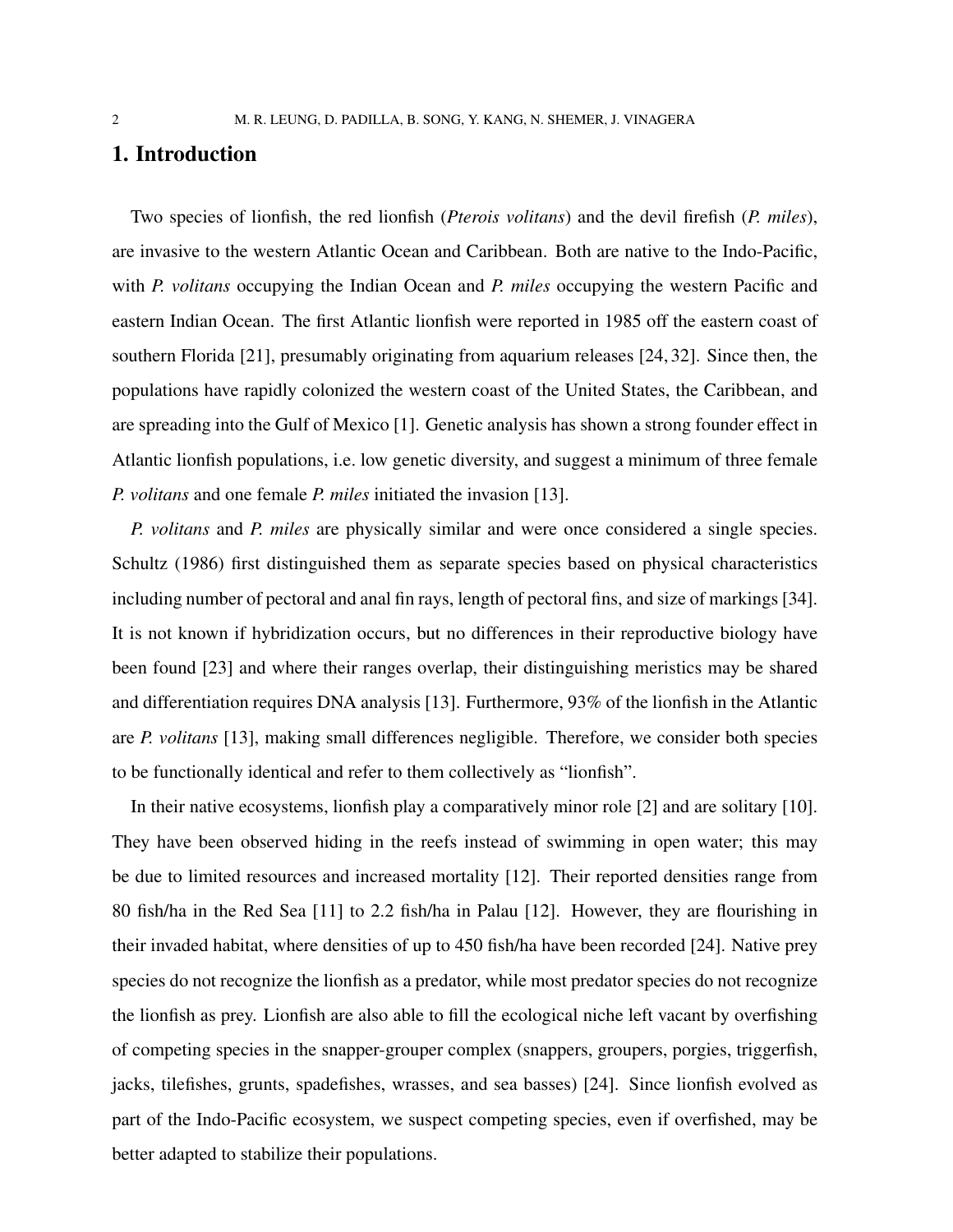# 1. Introduction

Two species of lionfish, the red lionfish (*Pterois volitans*) and the devil firefish (*P. miles*), are invasive to the western Atlantic Ocean and Caribbean. Both are native to the Indo-Pacific, with *P. volitans* occupying the Indian Ocean and *P. miles* occupying the western Pacific and eastern Indian Ocean. The first Atlantic lionfish were reported in 1985 off the eastern coast of southern Florida [21], presumably originating from aquarium releases [24, 32]. Since then, the populations have rapidly colonized the western coast of the United States, the Caribbean, and are spreading into the Gulf of Mexico [1]. Genetic analysis has shown a strong founder effect in Atlantic lionfish populations, i.e. low genetic diversity, and suggest a minimum of three female *P. volitans* and one female *P. miles* initiated the invasion [13].

*P. volitans* and *P. miles* are physically similar and were once considered a single species. Schultz (1986) first distinguished them as separate species based on physical characteristics including number of pectoral and anal fin rays, length of pectoral fins, and size of markings [34]. It is not known if hybridization occurs, but no differences in their reproductive biology have been found [23] and where their ranges overlap, their distinguishing meristics may be shared and differentiation requires DNA analysis [13]. Furthermore, 93% of the lionfish in the Atlantic are *P. volitans* [13], making small differences negligible. Therefore, we consider both species to be functionally identical and refer to them collectively as "lionfish".

In their native ecosystems, lionfish play a comparatively minor role [2] and are solitary [10]. They have been observed hiding in the reefs instead of swimming in open water; this may be due to limited resources and increased mortality [12]. Their reported densities range from 80 fish/ha in the Red Sea [11] to 2.2 fish/ha in Palau [12]. However, they are flourishing in their invaded habitat, where densities of up to 450 fish/ha have been recorded [24]. Native prey species do not recognize the lionfish as a predator, while most predator species do not recognize the lionfish as prey. Lionfish are also able to fill the ecological niche left vacant by overfishing of competing species in the snapper-grouper complex (snappers, groupers, porgies, triggerfish, jacks, tilefishes, grunts, spadefishes, wrasses, and sea basses) [24]. Since lionfish evolved as part of the Indo-Pacific ecosystem, we suspect competing species, even if overfished, may be better adapted to stabilize their populations.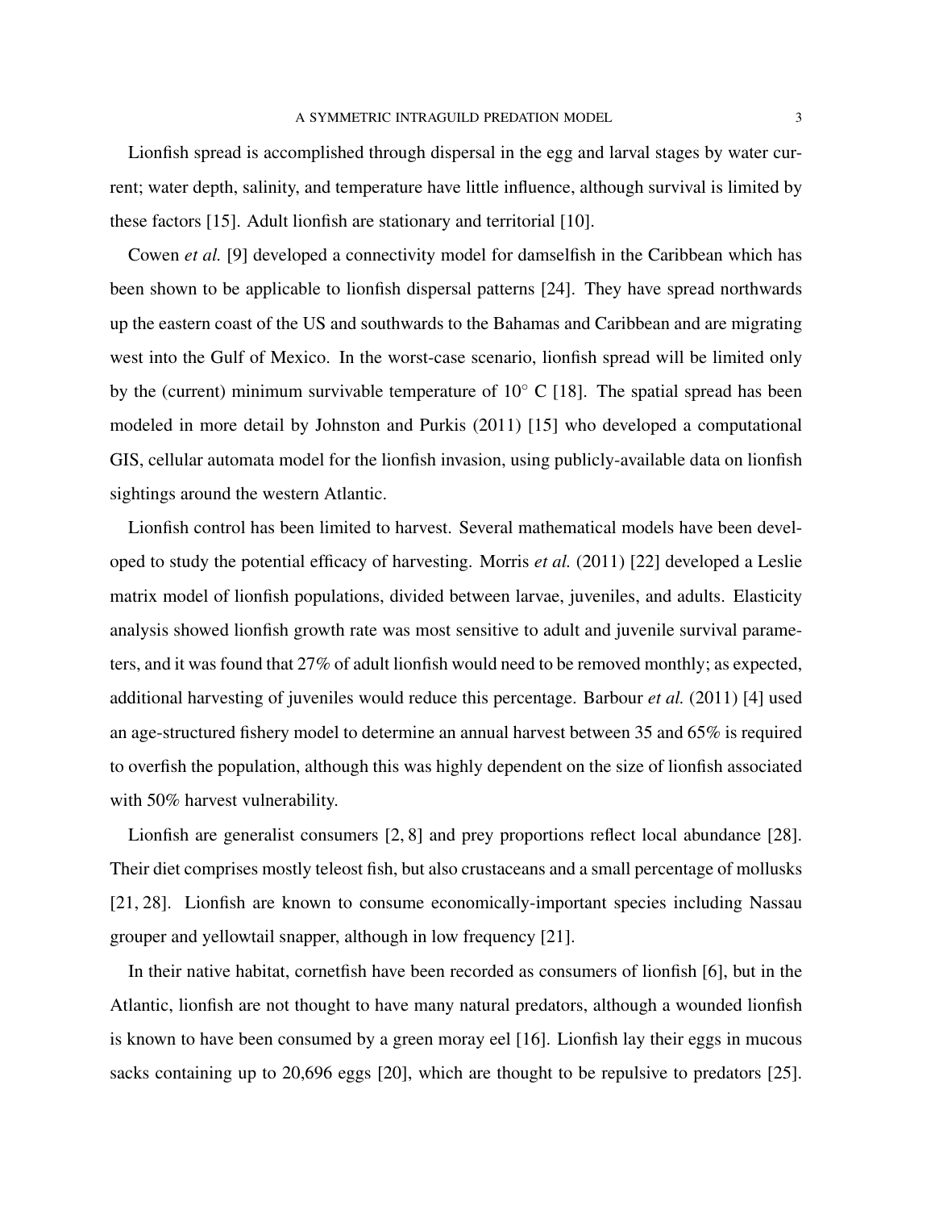Lionfish spread is accomplished through dispersal in the egg and larval stages by water current; water depth, salinity, and temperature have little influence, although survival is limited by these factors [15]. Adult lionfish are stationary and territorial [10].

Cowen *et al.* [9] developed a connectivity model for damselfish in the Caribbean which has been shown to be applicable to lionfish dispersal patterns [24]. They have spread northwards up the eastern coast of the US and southwards to the Bahamas and Caribbean and are migrating west into the Gulf of Mexico. In the worst-case scenario, lionfish spread will be limited only by the (current) minimum survivable temperature of $10^\circ$ C [18]. The spatial spread has been modeled in more detail by Johnston and Purkis (2011) [15] who developed a computational GIS, cellular automata model for the lionfish invasion, using publicly-available data on lionfish sightings around the western Atlantic.

Lionfish control has been limited to harvest. Several mathematical models have been developed to study the potential efficacy of harvesting. Morris *et al.* (2011) [22] developed a Leslie matrix model of lionfish populations, divided between larvae, juveniles, and adults. Elasticity analysis showed lionfish growth rate was most sensitive to adult and juvenile survival parameters, and it was found that 27% of adult lionfish would need to be removed monthly; as expected, additional harvesting of juveniles would reduce this percentage. Barbour *et al.* (2011) [4] used an age-structured fishery model to determine an annual harvest between 35 and 65% is required to overfish the population, although this was highly dependent on the size of lionfish associated with 50% harvest vulnerability.

Lionfish are generalist consumers [2, 8] and prey proportions reflect local abundance [28]. Their diet comprises mostly teleost fish, but also crustaceans and a small percentage of mollusks [21, 28]. Lionfish are known to consume economically-important species including Nassau grouper and yellowtail snapper, although in low frequency [21].

In their native habitat, cornetfish have been recorded as consumers of lionfish [6], but in the Atlantic, lionfish are not thought to have many natural predators, although a wounded lionfish is known to have been consumed by a green moray eel [16]. Lionfish lay their eggs in mucous sacks containing up to 20,696 eggs [20], which are thought to be repulsive to predators [25].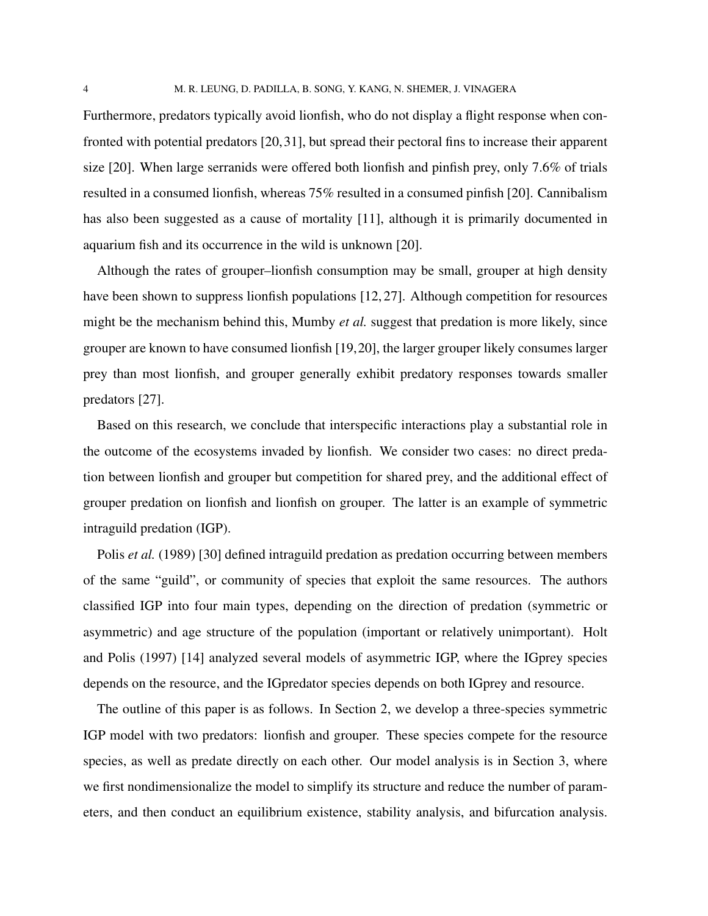Furthermore, predators typically avoid lionfish, who do not display a flight response when confronted with potential predators [20, 31], but spread their pectoral fins to increase their apparent size [20]. When large serranids were offered both lionfish and pinfish prey, only 7.6% of trials resulted in a consumed lionfish, whereas 75% resulted in a consumed pinfish [20]. Cannibalism has also been suggested as a cause of mortality [11], although it is primarily documented in aquarium fish and its occurrence in the wild is unknown [20].

Although the rates of grouper–lionfish consumption may be small, grouper at high density have been shown to suppress lionfish populations [12, 27]. Although competition for resources might be the mechanism behind this, Mumby *et al.* suggest that predation is more likely, since grouper are known to have consumed lionfish [19, 20], the larger grouper likely consumes larger prey than most lionfish, and grouper generally exhibit predatory responses towards smaller predators [27].

Based on this research, we conclude that interspecific interactions play a substantial role in the outcome of the ecosystems invaded by lionfish. We consider two cases: no direct predation between lionfish and grouper but competition for shared prey, and the additional effect of grouper predation on lionfish and lionfish on grouper. The latter is an example of symmetric intraguild predation (IGP).

Polis *et al.* (1989) [30] defined intraguild predation as predation occurring between members of the same "guild", or community of species that exploit the same resources. The authors classified IGP into four main types, depending on the direction of predation (symmetric or asymmetric) and age structure of the population (important or relatively unimportant). Holt and Polis (1997) [14] analyzed several models of asymmetric IGP, where the IGprey species depends on the resource, and the IGpredator species depends on both IGprey and resource.

The outline of this paper is as follows. In Section 2, we develop a three-species symmetric IGP model with two predators: lionfish and grouper. These species compete for the resource species, as well as predate directly on each other. Our model analysis is in Section 3, where we first nondimensionalize the model to simplify its structure and reduce the number of parameters, and then conduct an equilibrium existence, stability analysis, and bifurcation analysis.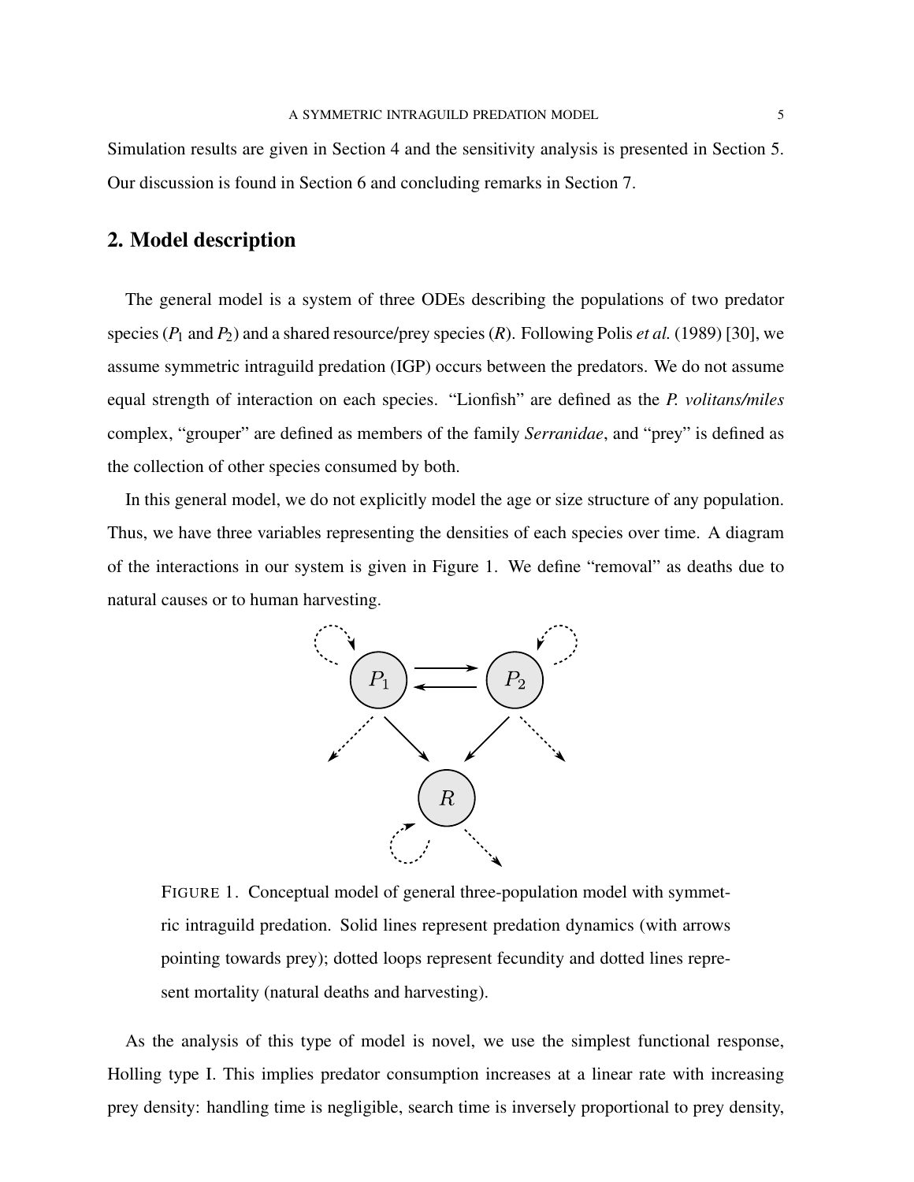Simulation results are given in Section 4 and the sensitivity analysis is presented in Section 5. Our discussion is found in Section 6 and concluding remarks in Section 7.

## 2. Model description

The general model is a system of three ODEs describing the populations of two predator species ($P_1$ and $P_2$) and a shared resource/prey species ($R$). Following Polis *et al.* (1989) [30], we assume symmetric intraguild predation (IGP) occurs between the predators. We do not assume equal strength of interaction on each species. "Lionfish" are defined as the *P. volitans/miles* complex, "grouper" are defined as members of the family *Serranidae*, and "prey" is defined as the collection of other species consumed by both.

In this general model, we do not explicitly model the age or size structure of any population. Thus, we have three variables representing the densities of each species over time. A diagram of the interactions in our system is given in Figure 1. We define "removal" as deaths due to natural causes or to human harvesting.

FIGURE 1. Conceptual model of general three-population model with symmetric intraguild predation. Solid lines represent predation dynamics (with arrows pointing towards prey); dotted loops represent fecundity and dotted lines represent mortality (natural deaths and harvesting).

As the analysis of this type of model is novel, we use the simplest functional response, Holling type I. This implies predator consumption increases at a linear rate with increasing prey density: handling time is negligible, search time is inversely proportional to prey density,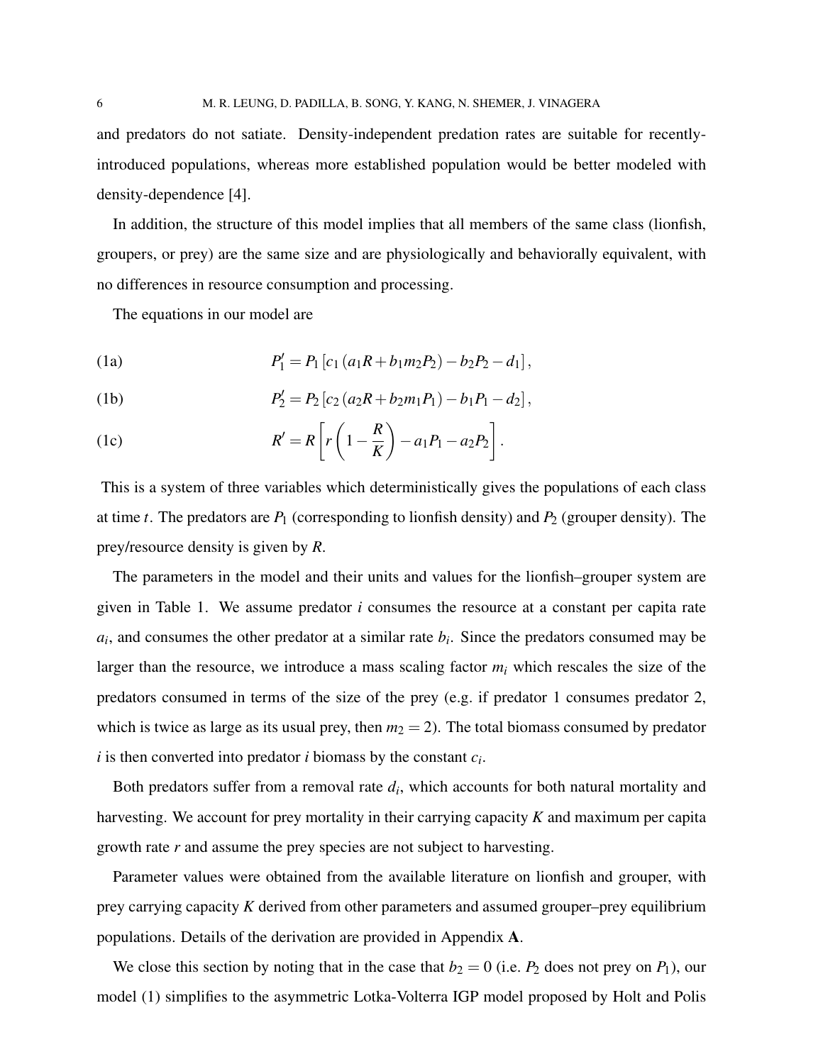and predators do not satiate. Density-independent predation rates are suitable for recently-introduced populations, whereas more established population would be better modeled with density-dependence [4].

In addition, the structure of this model implies that all members of the same class (lionfish, groupers, or prey) are the same size and are physiologically and behaviorally equivalent, with no differences in resource consumption and processing.

The equations in our model are

$$P_1' = P_1\left[c_1\left(a_1 R + b_1 m_2 P_2\right) - b_2 P_2 - d_1\right], \tag{1a}$$

$$P_2' = P_2\left[c_2\left(a_2 R + b_2 m_1 P_1\right) - b_1 P_1 - d_2\right], \tag{1b}$$

$$R' = R\left[r\left(1 - \frac{R}{K}\right) - a_1 P_1 - a_2 P_2\right]. \tag{1c}$$

This is a system of three variables which deterministically gives the populations of each class at time $t$. The predators are $P_1$ (corresponding to lionfish density) and $P_2$ (grouper density). The prey/resource density is given by $R$.

The parameters in the model and their units and values for the lionfish–grouper system are given in Table 1. We assume predator $i$ consumes the resource at a constant per capita rate $a_i$, and consumes the other predator at a similar rate $b_i$. Since the predators consumed may be larger than the resource, we introduce a mass scaling factor $m_i$ which rescales the size of the predators consumed in terms of the size of the prey (e.g. if predator 1 consumes predator 2, which is twice as large as its usual prey, then $m_2 = 2$). The total biomass consumed by predator $i$ is then converted into predator $i$ biomass by the constant $c_i$.

Both predators suffer from a removal rate $d_i$, which accounts for both natural mortality and harvesting. We account for prey mortality in their carrying capacity $K$ and maximum per capita growth rate $r$ and assume the prey species are not subject to harvesting.

Parameter values were obtained from the available literature on lionfish and grouper, with prey carrying capacity $K$ derived from other parameters and assumed grouper–prey equilibrium populations. Details of the derivation are provided in Appendix **A**.

We close this section by noting that in the case that $b_2 = 0$ (i.e. $P_2$ does not prey on $P_1$), our model (1) simplifies to the asymmetric Lotka-Volterra IGP model proposed by Holt and Polis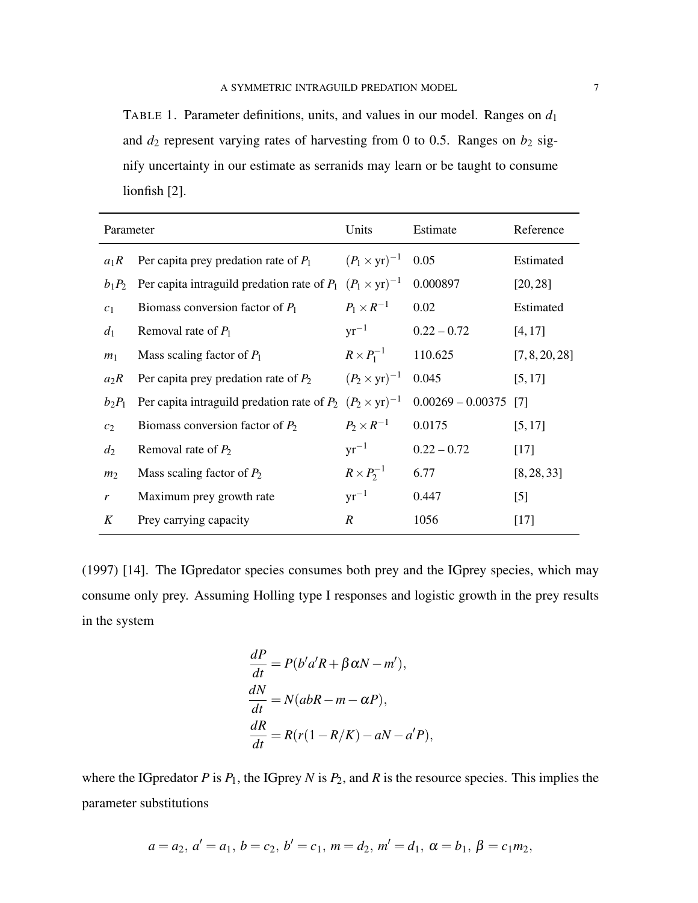TABLE 1. Parameter definitions, units, and values in our model. Ranges on $d_1$ and $d_2$ represent varying rates of harvesting from 0 to 0.5. Ranges on $b_2$ signify uncertainty in our estimate as serranids may learn or be taught to consume lionfish [2].

| Parameter | | Units | Estimate | Reference |
|---|---|---|---|---|
| $a_1 R$ | Per capita prey predation rate of $P_1$ | $(P_1 \times \text{yr})^{-1}$ | 0.05 | Estimated |
| $b_1 P_2$ | Per capita intraguild predation rate of $P_1$ | $(P_1 \times \text{yr})^{-1}$ | 0.000897 | [20, 28] |
| $c_1$ | Biomass conversion factor of $P_1$ | $P_1 \times R^{-1}$ | 0.02 | Estimated |
| $d_1$ | Removal rate of $P_1$ | $\text{yr}^{-1}$ | 0.22 – 0.72 | [4, 17] |
| $m_1$ | Mass scaling factor of $P_1$ | $R \times P_1^{-1}$ | 110.625 | [7, 8, 20, 28] |
| $a_2 R$ | Per capita prey predation rate of $P_2$ | $(P_2 \times \text{yr})^{-1}$ | 0.045 | [5, 17] |
| $b_2 P_1$ | Per capita intraguild predation rate of $P_2$ | $(P_2 \times \text{yr})^{-1}$ | 0.00269 – 0.00375 | [7] |
| $c_2$ | Biomass conversion factor of $P_2$ | $P_2 \times R^{-1}$ | 0.0175 | [5, 17] |
| $d_2$ | Removal rate of $P_2$ | $\text{yr}^{-1}$ | 0.22 – 0.72 | [17] |
| $m_2$ | Mass scaling factor of $P_2$ | $R \times P_2^{-1}$ | 6.77 | [8, 28, 33] |
| $r$ | Maximum prey growth rate | $\text{yr}^{-1}$ | 0.447 | [5] |
| $K$ | Prey carrying capacity | $R$ | 1056 | [17] |

(1997) [14]. The IGpredator species consumes both prey and the IGprey species, which may consume only prey. Assuming Holling type I responses and logistic growth in the prey results in the system

$$
\begin{aligned}
\frac{dP}{dt} &= P(b'a'R + \beta\alpha N - m'), \\
\frac{dN}{dt} &= N(abR - m - \alpha P), \\
\frac{dR}{dt} &= R(r(1 - R/K) - aN - a'P),
\end{aligned}
$$

where the IGpredator $P$ is $P_1$, the IGprey $N$ is $P_2$, and $R$ is the resource species. This implies the parameter substitutions

$$
a = a_2,\ a' = a_1,\ b = c_2,\ b' = c_1,\ m = d_2,\ m' = d_1,\ \alpha = b_1,\ \beta = c_1 m_2,
$$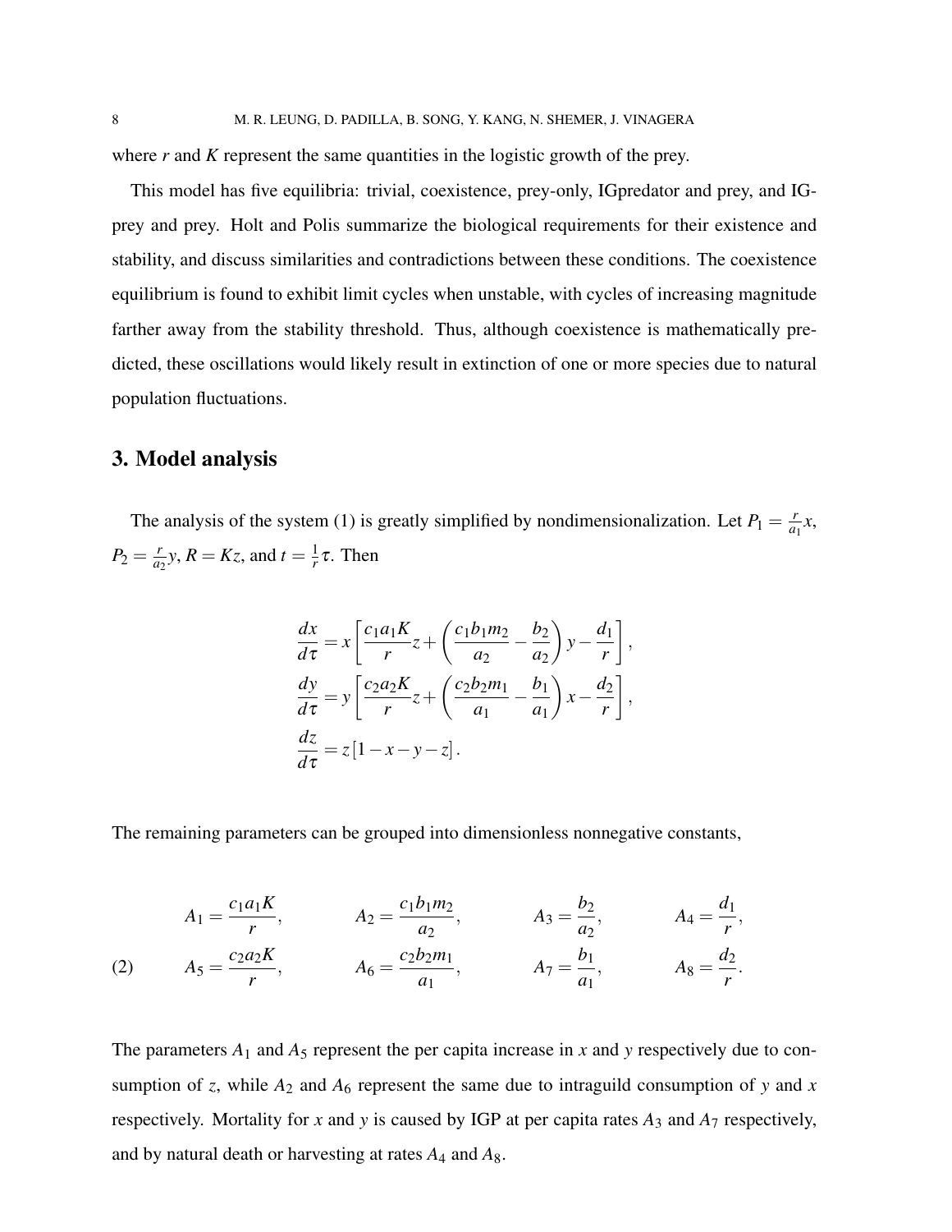where $r$ and $K$ represent the same quantities in the logistic growth of the prey.

This model has five equilibria: trivial, coexistence, prey-only, IGpredator and prey, and IG-prey and prey. Holt and Polis summarize the biological requirements for their existence and stability, and discuss similarities and contradictions between these conditions. The coexistence equilibrium is found to exhibit limit cycles when unstable, with cycles of increasing magnitude farther away from the stability threshold. Thus, although coexistence is mathematically predicted, these oscillations would likely result in extinction of one or more species due to natural population fluctuations.

## 3. Model analysis

The analysis of the system (1) is greatly simplified by nondimensionalization. Let $P_1 = \frac{r}{a_1}x$, $P_2 = \frac{r}{a_2}y$, $R = Kz$, and $t = \frac{1}{r}\tau$. Then

$$
\begin{aligned}
\frac{dx}{d\tau} &= x\left[\frac{c_1 a_1 K}{r}z + \left(\frac{c_1 b_1 m_2}{a_2} - \frac{b_2}{a_2}\right)y - \frac{d_1}{r}\right],\\
\frac{dy}{d\tau} &= y\left[\frac{c_2 a_2 K}{r}z + \left(\frac{c_2 b_2 m_1}{a_1} - \frac{b_1}{a_1}\right)x - \frac{d_2}{r}\right],\\
\frac{dz}{d\tau} &= z\left[1 - x - y - z\right].
\end{aligned}
$$

The remaining parameters can be grouped into dimensionless nonnegative constants,

$$
\begin{aligned}
&A_1 = \frac{c_1 a_1 K}{r}, \qquad A_2 = \frac{c_1 b_1 m_2}{a_2}, \qquad A_3 = \frac{b_2}{a_2}, \qquad A_4 = \frac{d_1}{r},\\
&A_5 = \frac{c_2 a_2 K}{r}, \qquad A_6 = \frac{c_2 b_2 m_1}{a_1}, \qquad A_7 = \frac{b_1}{a_1}, \qquad A_8 = \frac{d_2}{r}.
\end{aligned} \tag{2}
$$

The parameters $A_1$ and $A_5$ represent the per capita increase in $x$ and $y$ respectively due to consumption of $z$, while $A_2$ and $A_6$ represent the same due to intraguild consumption of $y$ and $x$ respectively. Mortality for $x$ and $y$ is caused by IGP at per capita rates $A_3$ and $A_7$ respectively, and by natural death or harvesting at rates $A_4$ and $A_8$.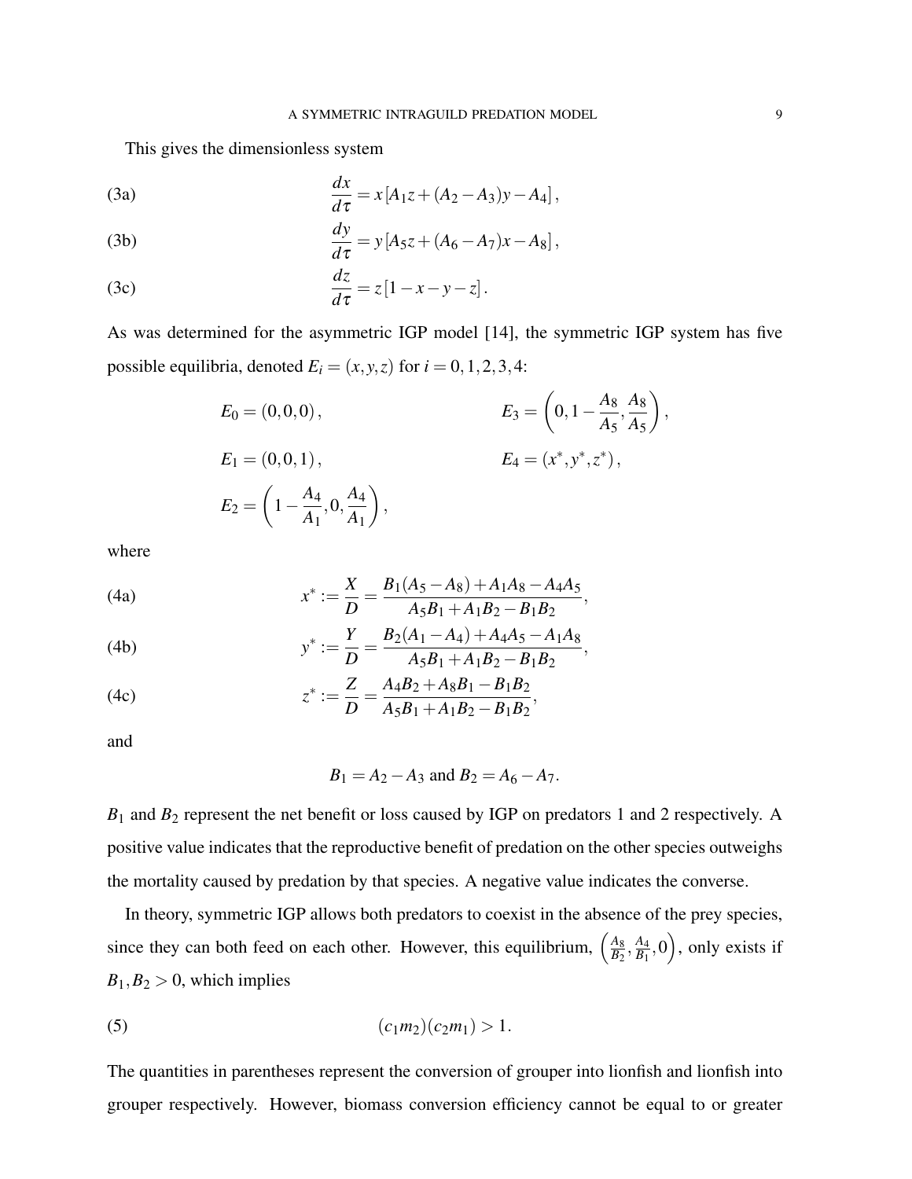This gives the dimensionless system

$$\frac{dx}{d\tau} = x\left[A_1 z + (A_2 - A_3)y - A_4\right], \tag{3a}$$

$$\frac{dy}{d\tau} = y\left[A_5 z + (A_6 - A_7)x - A_8\right], \tag{3b}$$

$$\frac{dz}{d\tau} = z\left[1 - x - y - z\right]. \tag{3c}$$

As was determined for the asymmetric IGP model [14], the symmetric IGP system has five possible equilibria, denoted $E_i = (x, y, z)$ for $i = 0, 1, 2, 3, 4$:

$$E_0 = (0,0,0), \qquad E_3 = \left(0, 1 - \frac{A_8}{A_5}, \frac{A_8}{A_5}\right),$$

$$E_1 = (0,0,1), \qquad E_4 = (x^*, y^*, z^*),$$

$$E_2 = \left(1 - \frac{A_4}{A_1}, 0, \frac{A_4}{A_1}\right),$$

where

$$x^* := \frac{X}{D} = \frac{B_1(A_5 - A_8) + A_1 A_8 - A_4 A_5}{A_5 B_1 + A_1 B_2 - B_1 B_2}, \tag{4a}$$

$$y^* := \frac{Y}{D} = \frac{B_2(A_1 - A_4) + A_4 A_5 - A_1 A_8}{A_5 B_1 + A_1 B_2 - B_1 B_2}, \tag{4b}$$

$$z^* := \frac{Z}{D} = \frac{A_4 B_2 + A_8 B_1 - B_1 B_2}{A_5 B_1 + A_1 B_2 - B_1 B_2}, \tag{4c}$$

and

$$B_1 = A_2 - A_3 \text{ and } B_2 = A_6 - A_7.$$

$B_1$ and $B_2$ represent the net benefit or loss caused by IGP on predators 1 and 2 respectively. A positive value indicates that the reproductive benefit of predation on the other species outweighs the mortality caused by predation by that species. A negative value indicates the converse.

In theory, symmetric IGP allows both predators to coexist in the absence of the prey species, since they can both feed on each other. However, this equilibrium, $\left(\frac{A_8}{B_2}, \frac{A_4}{B_1}, 0\right)$, only exists if $B_1, B_2 > 0$, which implies

$$(c_1 m_2)(c_2 m_1) > 1. \tag{5}$$

The quantities in parentheses represent the conversion of grouper into lionfish and lionfish into grouper respectively. However, biomass conversion efficiency cannot be equal to or greater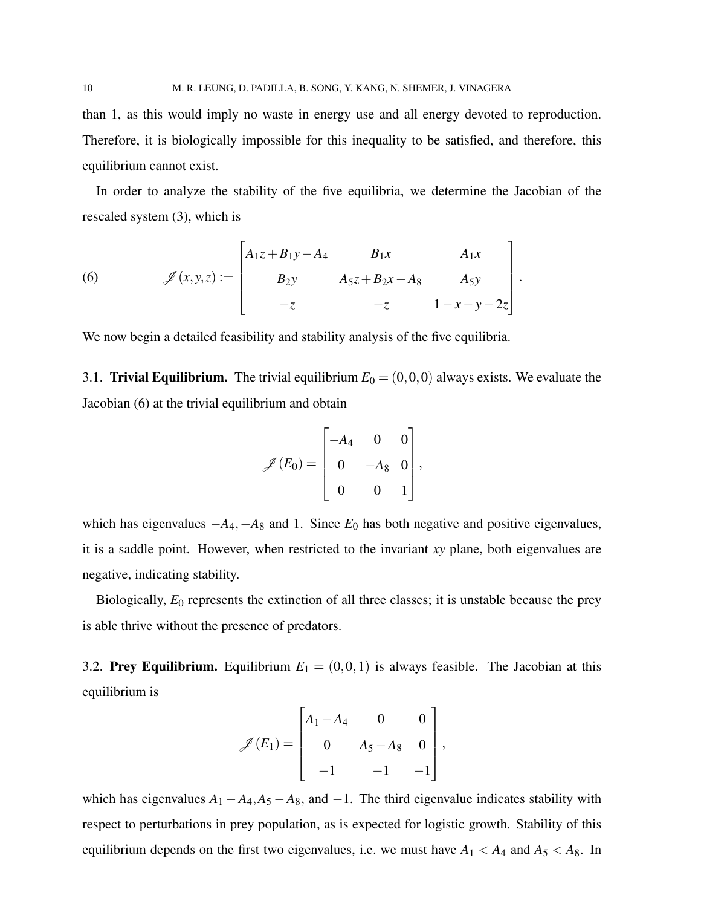than 1, as this would imply no waste in energy use and all energy devoted to reproduction. Therefore, it is biologically impossible for this inequality to be satisfied, and therefore, this equilibrium cannot exist.

In order to analyze the stability of the five equilibria, we determine the Jacobian of the rescaled system (3), which is

$$\mathscr{J}(x,y,z) := \begin{bmatrix} A_1 z + B_1 y - A_4 & B_1 x & A_1 x \\ B_2 y & A_5 z + B_2 x - A_8 & A_5 y \\ -z & -z & 1 - x - y - 2z \end{bmatrix}. \tag{6}$$

We now begin a detailed feasibility and stability analysis of the five equilibria.

### 3.1. Trivial Equilibrium.

The trivial equilibrium $E_0 = (0,0,0)$ always exists. We evaluate the Jacobian (6) at the trivial equilibrium and obtain

$$\mathscr{J}(E_0) = \begin{bmatrix} -A_4 & 0 & 0 \\ 0 & -A_8 & 0 \\ 0 & 0 & 1 \end{bmatrix},$$

which has eigenvalues $-A_4, -A_8$ and 1. Since $E_0$ has both negative and positive eigenvalues, it is a saddle point. However, when restricted to the invariant $xy$ plane, both eigenvalues are negative, indicating stability.

Biologically, $E_0$ represents the extinction of all three classes; it is unstable because the prey is able thrive without the presence of predators.

### 3.2. Prey Equilibrium.

Equilibrium $E_1 = (0,0,1)$ is always feasible. The Jacobian at this equilibrium is

$$\mathscr{J}(E_1) = \begin{bmatrix} A_1 - A_4 & 0 & 0 \\ 0 & A_5 - A_8 & 0 \\ -1 & -1 & -1 \end{bmatrix},$$

which has eigenvalues $A_1 - A_4, A_5 - A_8$, and $-1$. The third eigenvalue indicates stability with respect to perturbations in prey population, as is expected for logistic growth. Stability of this equilibrium depends on the first two eigenvalues, i.e. we must have $A_1 < A_4$ and $A_5 < A_8$. In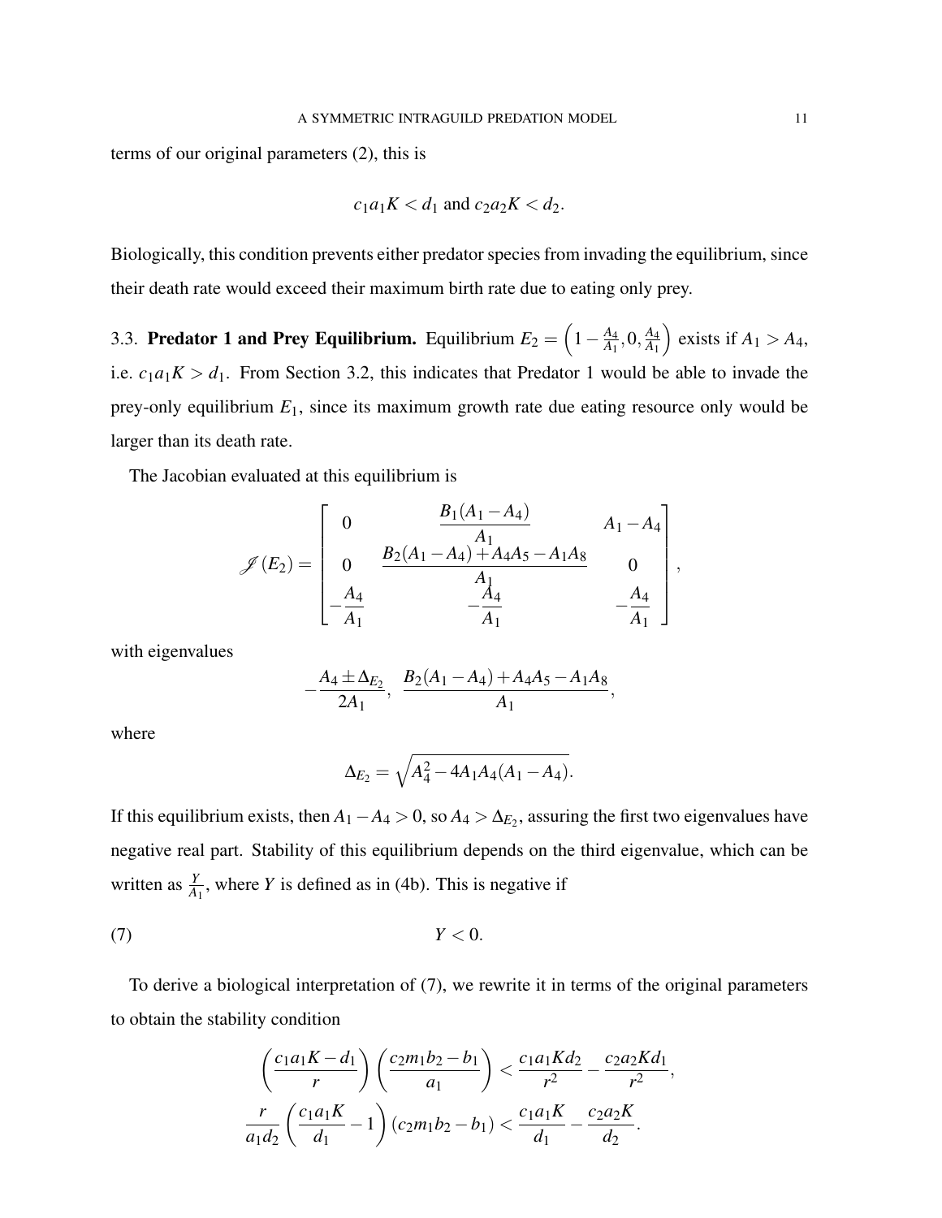terms of our original parameters (2), this is

$$c_1 a_1 K < d_1 \text{ and } c_2 a_2 K < d_2.$$

Biologically, this condition prevents either predator species from invading the equilibrium, since their death rate would exceed their maximum birth rate due to eating only prey.

3.3. **Predator 1 and Prey Equilibrium.** Equilibrium $E_2 = \left(1 - \frac{A_4}{A_1}, 0, \frac{A_4}{A_1}\right)$ exists if $A_1 > A_4$, i.e. $c_1 a_1 K > d_1$. From Section 3.2, this indicates that Predator 1 would be able to invade the prey-only equilibrium $E_1$, since its maximum growth rate due eating resource only would be larger than its death rate.

The Jacobian evaluated at this equilibrium is

$$\mathscr{J}(E_2) = \begin{bmatrix} 0 & \dfrac{B_1(A_1 - A_4)}{A_1} & A_1 - A_4 \\ 0 & \dfrac{B_2(A_1 - A_4) + A_4 A_5 - A_1 A_8}{A_1} & 0 \\ -\dfrac{A_4}{A_1} & -\dfrac{A_4}{A_1} & -\dfrac{A_4}{A_1} \end{bmatrix},$$

with eigenvalues

$$-\frac{A_4 \pm \Delta_{E_2}}{2A_1}, \;\; \frac{B_2(A_1 - A_4) + A_4 A_5 - A_1 A_8}{A_1},$$

where

$$\Delta_{E_2} = \sqrt{A_4^2 - 4A_1 A_4 (A_1 - A_4)}.$$

If this equilibrium exists, then $A_1 - A_4 > 0$, so $A_4 > \Delta_{E_2}$, assuring the first two eigenvalues have negative real part. Stability of this equilibrium depends on the third eigenvalue, which can be written as $\frac{Y}{A_1}$, where $Y$ is defined as in (4b). This is negative if

$$Y < 0. \tag{7}$$

To derive a biological interpretation of (7), we rewrite it in terms of the original parameters to obtain the stability condition

$$\left(\frac{c_1 a_1 K - d_1}{r}\right)\left(\frac{c_2 m_1 b_2 - b_1}{a_1}\right) < \frac{c_1 a_1 K d_2}{r^2} - \frac{c_2 a_2 K d_1}{r^2},$$

$$\frac{r}{a_1 d_2}\left(\frac{c_1 a_1 K}{d_1} - 1\right)(c_2 m_1 b_2 - b_1) < \frac{c_1 a_1 K}{d_1} - \frac{c_2 a_2 K}{d_2}.$$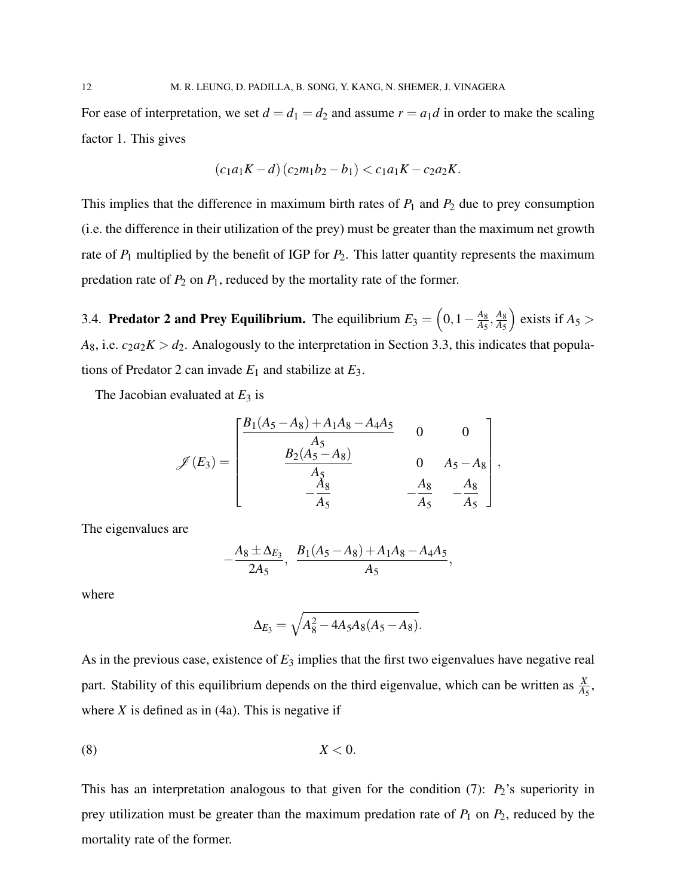For ease of interpretation, we set $d = d_1 = d_2$ and assume $r = a_1 d$ in order to make the scaling factor 1. This gives

$$(c_1 a_1 K - d)(c_2 m_1 b_2 - b_1) < c_1 a_1 K - c_2 a_2 K.$$

This implies that the difference in maximum birth rates of $P_1$ and $P_2$ due to prey consumption (i.e. the difference in their utilization of the prey) must be greater than the maximum net growth rate of $P_1$ multiplied by the benefit of IGP for $P_2$. This latter quantity represents the maximum predation rate of $P_2$ on $P_1$, reduced by the mortality rate of the former.

3.4. **Predator 2 and Prey Equilibrium.** The equilibrium $E_3 = \left(0, 1 - \frac{A_8}{A_5}, \frac{A_8}{A_5}\right)$ exists if $A_5 > A_8$, i.e. $c_2 a_2 K > d_2$. Analogously to the interpretation in Section 3.3, this indicates that populations of Predator 2 can invade $E_1$ and stabilize at $E_3$.

The Jacobian evaluated at $E_3$ is

$$\mathscr{J}(E_3) = \begin{bmatrix} \dfrac{B_1(A_5 - A_8) + A_1 A_8 - A_4 A_5}{A_5} & 0 & 0 \\ \dfrac{B_2(A_5 - A_8)}{A_5} & 0 & A_5 - A_8 \\ -\dfrac{A_8}{A_5} & -\dfrac{A_8}{A_5} & -\dfrac{A_8}{A_5} \end{bmatrix},$$

The eigenvalues are

$$-\frac{A_8 \pm \Delta_{E_3}}{2A_5}, \ \frac{B_1(A_5 - A_8) + A_1 A_8 - A_4 A_5}{A_5},$$

where

$$\Delta_{E_3} = \sqrt{A_8^2 - 4A_5 A_8 (A_5 - A_8)}.$$

As in the previous case, existence of $E_3$ implies that the first two eigenvalues have negative real part. Stability of this equilibrium depends on the third eigenvalue, which can be written as $\frac{X}{A_5}$, where $X$ is defined as in (4a). This is negative if

$$X < 0. \tag{8}$$

This has an interpretation analogous to that given for the condition (7): $P_2$'s superiority in prey utilization must be greater than the maximum predation rate of $P_1$ on $P_2$, reduced by the mortality rate of the former.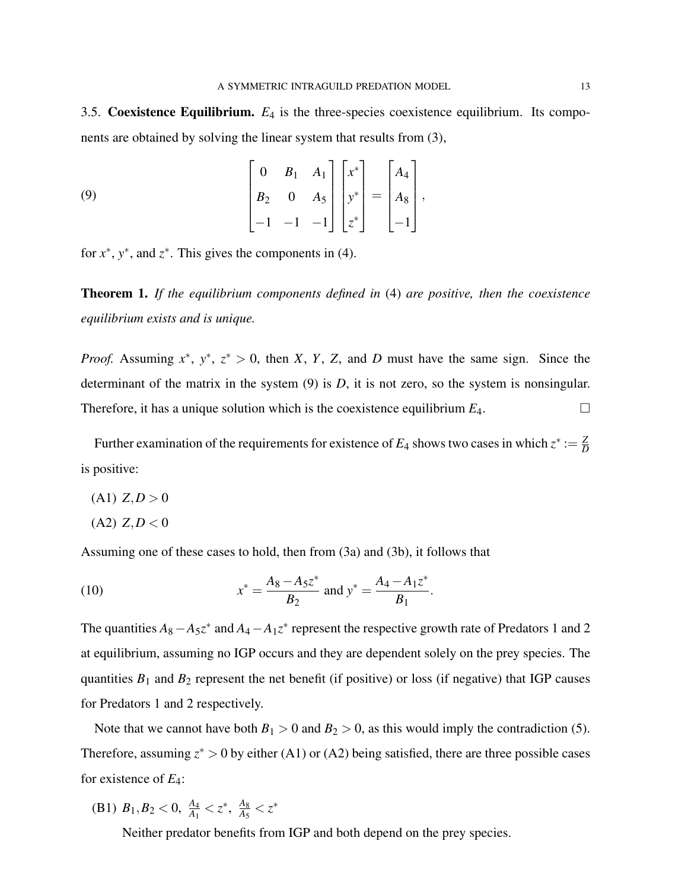3.5. **Coexistence Equilibrium.** $E_4$ is the three-species coexistence equilibrium. Its components are obtained by solving the linear system that results from (3),

$$\begin{bmatrix} 0 & B_1 & A_1 \\ B_2 & 0 & A_5 \\ -1 & -1 & -1 \end{bmatrix} \begin{bmatrix} x^* \\ y^* \\ z^* \end{bmatrix} = \begin{bmatrix} A_4 \\ A_8 \\ -1 \end{bmatrix}, \tag{9}$$

for $x^*$, $y^*$, and $z^*$. This gives the components in (4).

**Theorem 1.** *If the equilibrium components defined in* (4) *are positive, then the coexistence equilibrium exists and is unique.*

*Proof.* Assuming $x^*$, $y^*$, $z^* > 0$, then $X$, $Y$, $Z$, and $D$ must have the same sign. Since the determinant of the matrix in the system (9) is $D$, it is not zero, so the system is nonsingular. Therefore, it has a unique solution which is the coexistence equilibrium $E_4$. $\square$

Further examination of the requirements for existence of $E_4$ shows two cases in which $z^* := \frac{Z}{D}$ is positive:

(A1) $Z, D > 0$

(A2) $Z, D < 0$

Assuming one of these cases to hold, then from (3a) and (3b), it follows that

$$x^* = \frac{A_8 - A_5 z^*}{B_2} \text{ and } y^* = \frac{A_4 - A_1 z^*}{B_1}. \tag{10}$$

The quantities $A_8 - A_5 z^*$ and $A_4 - A_1 z^*$ represent the respective growth rate of Predators 1 and 2 at equilibrium, assuming no IGP occurs and they are dependent solely on the prey species. The quantities $B_1$ and $B_2$ represent the net benefit (if positive) or loss (if negative) that IGP causes for Predators 1 and 2 respectively.

Note that we cannot have both $B_1 > 0$ and $B_2 > 0$, as this would imply the contradiction (5). Therefore, assuming $z^* > 0$ by either (A1) or (A2) being satisfied, there are three possible cases for existence of $E_4$:

(B1) $B_1, B_2 < 0$, $\frac{A_4}{A_1} < z^*$, $\frac{A_8}{A_5} < z^*$

Neither predator benefits from IGP and both depend on the prey species.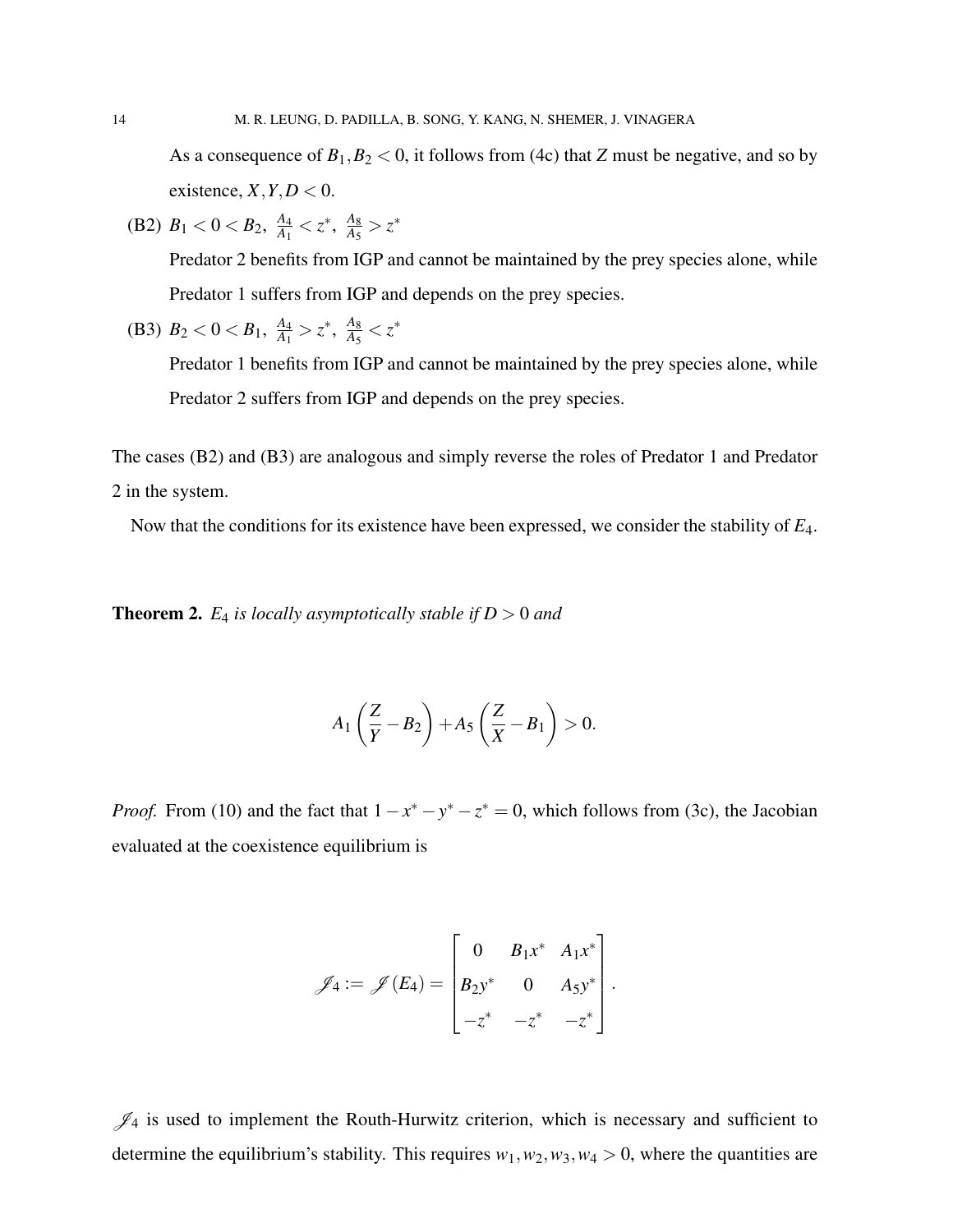As a consequence of $B_1, B_2 < 0$, it follows from (4c) that $Z$ must be negative, and so by existence, $X, Y, D < 0$.

(B2) $B_1 < 0 < B_2$, $\frac{A_4}{A_1} < z^*$, $\frac{A_8}{A_5} > z^*$

Predator 2 benefits from IGP and cannot be maintained by the prey species alone, while Predator 1 suffers from IGP and depends on the prey species.

(B3) $B_2 < 0 < B_1$, $\frac{A_4}{A_1} > z^*$, $\frac{A_8}{A_5} < z^*$

Predator 1 benefits from IGP and cannot be maintained by the prey species alone, while Predator 2 suffers from IGP and depends on the prey species.

The cases (B2) and (B3) are analogous and simply reverse the roles of Predator 1 and Predator 2 in the system.

Now that the conditions for its existence have been expressed, we consider the stability of $E_4$.

**Theorem 2.** *$E_4$ is locally asymptotically stable if $D > 0$ and*

$$A_1\left(\frac{Z}{Y} - B_2\right) + A_5\left(\frac{Z}{X} - B_1\right) > 0.$$

*Proof.* From (10) and the fact that $1 - x^* - y^* - z^* = 0$, which follows from (3c), the Jacobian evaluated at the coexistence equilibrium is

$$\mathscr{J}_4 := \mathscr{J}(E_4) = \begin{bmatrix} 0 & B_1 x^* & A_1 x^* \\ B_2 y^* & 0 & A_5 y^* \\ -z^* & -z^* & -z^* \end{bmatrix}.$$

$\mathscr{J}_4$ is used to implement the Routh-Hurwitz criterion, which is necessary and sufficient to determine the equilibrium's stability. This requires $w_1, w_2, w_3, w_4 > 0$, where the quantities are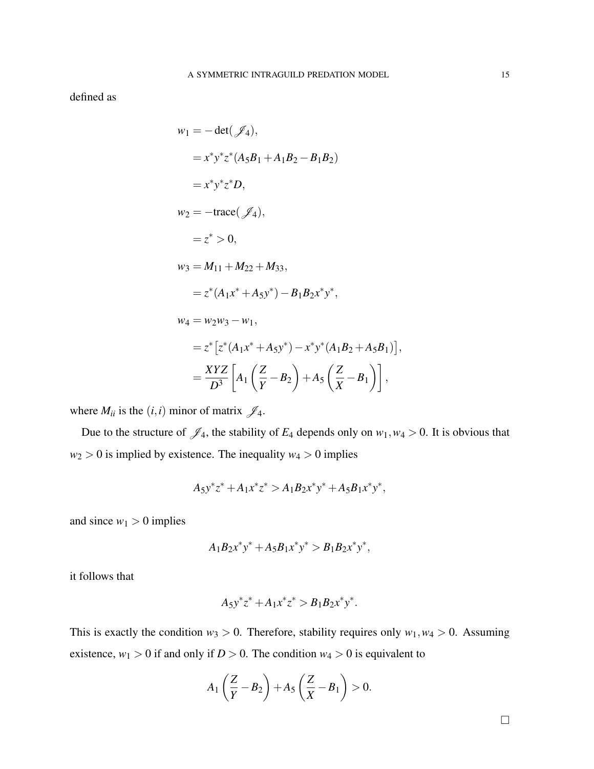defined as

$$
\begin{aligned}
w_1 &= -\det(\mathscr{J}_4), \\
&= x^*y^*z^*(A_5B_1 + A_1B_2 - B_1B_2) \\
&= x^*y^*z^*D, \\
w_2 &= -\text{trace}(\mathscr{J}_4), \\
&= z^* > 0, \\
w_3 &= M_{11} + M_{22} + M_{33}, \\
&= z^*(A_1x^* + A_5y^*) - B_1B_2x^*y^*, \\
w_4 &= w_2w_3 - w_1, \\
&= z^*\left[z^*(A_1x^* + A_5y^*) - x^*y^*(A_1B_2 + A_5B_1)\right], \\
&= \frac{XYZ}{D^3}\left[A_1\left(\frac{Z}{Y} - B_2\right) + A_5\left(\frac{Z}{X} - B_1\right)\right],
\end{aligned}
$$

where $M_{ii}$ is the $(i,i)$ minor of matrix $\mathscr{J}_4$.

Due to the structure of $\mathscr{J}_4$, the stability of $E_4$ depends only on $w_1, w_4 > 0$. It is obvious that $w_2 > 0$ is implied by existence. The inequality $w_4 > 0$ implies

$$
A_5y^*z^* + A_1x^*z^* > A_1B_2x^*y^* + A_5B_1x^*y^*,
$$

and since $w_1 > 0$ implies

$$
A_1B_2x^*y^* + A_5B_1x^*y^* > B_1B_2x^*y^*,
$$

it follows that

$$
A_5y^*z^* + A_1x^*z^* > B_1B_2x^*y^*.
$$

This is exactly the condition $w_3 > 0$. Therefore, stability requires only $w_1, w_4 > 0$. Assuming existence, $w_1 > 0$ if and only if $D > 0$. The condition $w_4 > 0$ is equivalent to

$$
A_1\left(\frac{Z}{Y} - B_2\right) + A_5\left(\frac{Z}{X} - B_1\right) > 0.
$$

□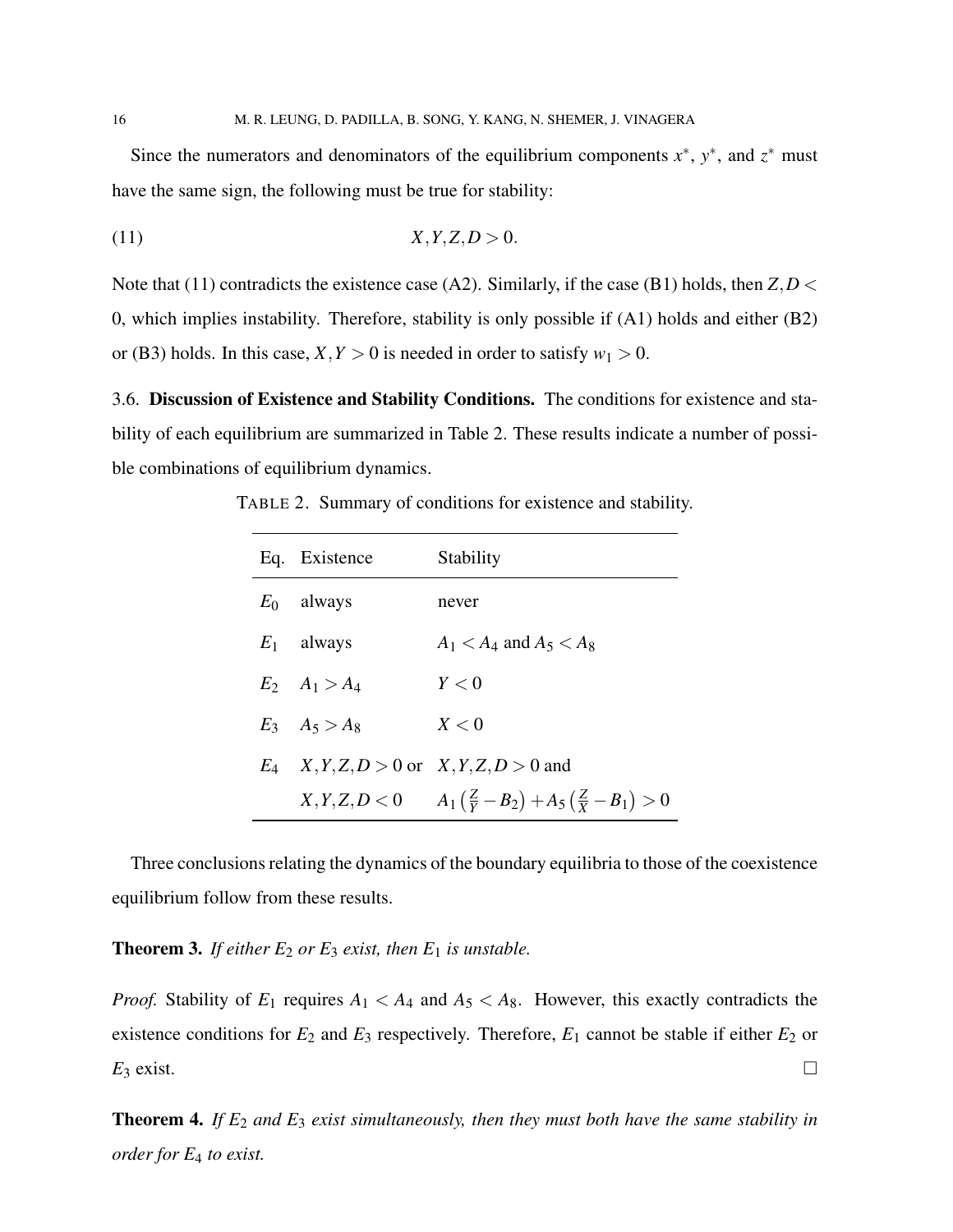Since the numerators and denominators of the equilibrium components $x^*$, $y^*$, and $z^*$ must have the same sign, the following must be true for stability:

$$X, Y, Z, D > 0. \tag{11}$$

Note that (11) contradicts the existence case (A2). Similarly, if the case (B1) holds, then $Z, D < 0$, which implies instability. Therefore, stability is only possible if (A1) holds and either (B2) or (B3) holds. In this case, $X, Y > 0$ is needed in order to satisfy $w_1 > 0$.

### 3.6. **Discussion of Existence and Stability Conditions.**

The conditions for existence and stability of each equilibrium are summarized in Table 2. These results indicate a number of possible combinations of equilibrium dynamics.

TABLE 2. Summary of conditions for existence and stability.

| Eq. | Existence | Stability |
|---|---|---|
| $E_0$ | always | never |
| $E_1$ | always | $A_1 < A_4$ and $A_5 < A_8$ |
| $E_2$ | $A_1 > A_4$ | $Y < 0$ |
| $E_3$ | $A_5 > A_8$ | $X < 0$ |
| $E_4$ | $X, Y, Z, D > 0$ or $X, Y, Z, D < 0$ | $X, Y, Z, D > 0$ and $A_1\left(\frac{Z}{Y} - B_2\right) + A_5\left(\frac{Z}{X} - B_1\right) > 0$ |

Three conclusions relating the dynamics of the boundary equilibria to those of the coexistence equilibrium follow from these results.

**Theorem 3.** *If either $E_2$ or $E_3$ exist, then $E_1$ is unstable.*

*Proof.* Stability of $E_1$ requires $A_1 < A_4$ and $A_5 < A_8$. However, this exactly contradicts the existence conditions for $E_2$ and $E_3$ respectively. Therefore, $E_1$ cannot be stable if either $E_2$ or $E_3$ exist. □

**Theorem 4.** *If $E_2$ and $E_3$ exist simultaneously, then they must both have the same stability in order for $E_4$ to exist.*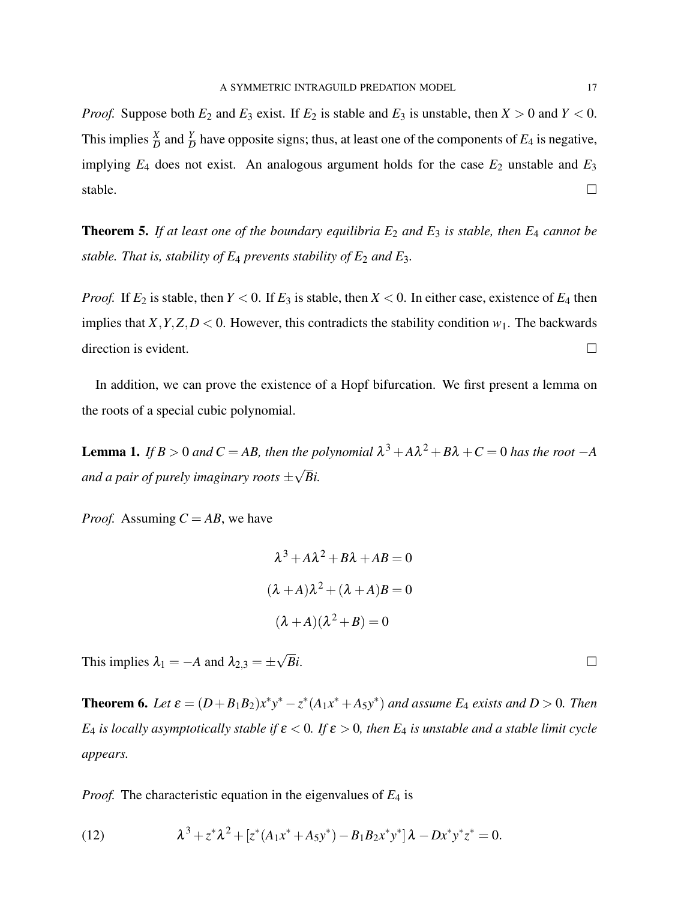*Proof.* Suppose both $E_2$ and $E_3$ exist. If $E_2$ is stable and $E_3$ is unstable, then $X > 0$ and $Y < 0$. This implies $\frac{X}{D}$ and $\frac{Y}{D}$ have opposite signs; thus, at least one of the components of $E_4$ is negative, implying $E_4$ does not exist. An analogous argument holds for the case $E_2$ unstable and $E_3$ stable. □

**Theorem 5.** *If at least one of the boundary equilibria $E_2$ and $E_3$ is stable, then $E_4$ cannot be stable. That is, stability of $E_4$ prevents stability of $E_2$ and $E_3$.*

*Proof.* If $E_2$ is stable, then $Y < 0$. If $E_3$ is stable, then $X < 0$. In either case, existence of $E_4$ then implies that $X, Y, Z, D < 0$. However, this contradicts the stability condition $w_1$. The backwards direction is evident. □

In addition, we can prove the existence of a Hopf bifurcation. We first present a lemma on the roots of a special cubic polynomial.

**Lemma 1.** *If $B > 0$ and $C = AB$, then the polynomial $\lambda^3 + A\lambda^2 + B\lambda + C = 0$ has the root $-A$ and a pair of purely imaginary roots $\pm\sqrt{B}i$.*

*Proof.* Assuming $C = AB$, we have

$$\lambda^3 + A\lambda^2 + B\lambda + AB = 0$$

$$(\lambda + A)\lambda^2 + (\lambda + A)B = 0$$

$$(\lambda + A)(\lambda^2 + B) = 0$$

This implies $\lambda_1 = -A$ and $\lambda_{2,3} = \pm\sqrt{B}i$. □

**Theorem 6.** *Let $\varepsilon = (D + B_1B_2)x^*y^* - z^*(A_1x^* + A_5y^*)$ and assume $E_4$ exists and $D > 0$. Then $E_4$ is locally asymptotically stable if $\varepsilon < 0$. If $\varepsilon > 0$, then $E_4$ is unstable and a stable limit cycle appears.*

*Proof.* The characteristic equation in the eigenvalues of $E_4$ is

$$\lambda^3 + z^*\lambda^2 + [z^*(A_1x^* + A_5y^*) - B_1B_2x^*y^*]\lambda - Dx^*y^*z^* = 0. \tag{12}$$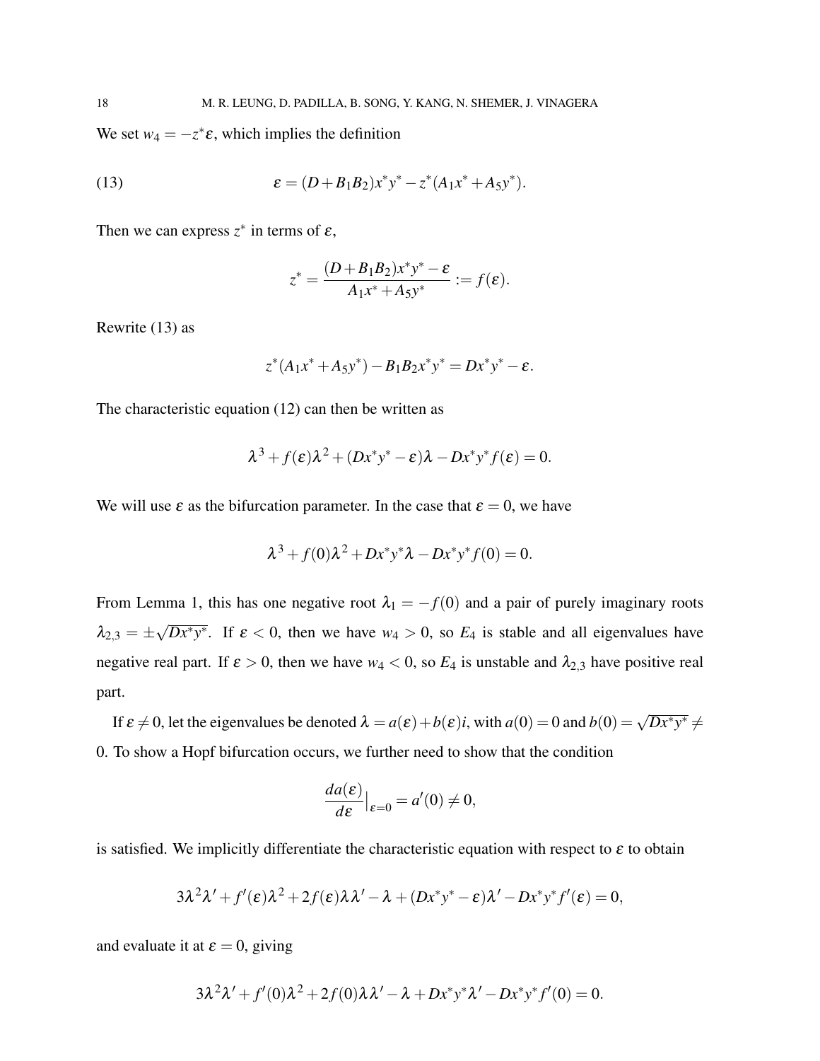We set $w_4 = -z^*\varepsilon$, which implies the definition

$$\varepsilon = (D + B_1 B_2)x^* y^* - z^*(A_1 x^* + A_5 y^*). \tag{13}$$

Then we can express $z^*$ in terms of $\varepsilon$,

$$z^* = \frac{(D + B_1 B_2)x^* y^* - \varepsilon}{A_1 x^* + A_5 y^*} := f(\varepsilon).$$

Rewrite (13) as

$$z^*(A_1 x^* + A_5 y^*) - B_1 B_2 x^* y^* = Dx^* y^* - \varepsilon.$$

The characteristic equation (12) can then be written as

$$\lambda^3 + f(\varepsilon)\lambda^2 + (Dx^* y^* - \varepsilon)\lambda - Dx^* y^* f(\varepsilon) = 0.$$

We will use $\varepsilon$ as the bifurcation parameter. In the case that $\varepsilon = 0$, we have

$$\lambda^3 + f(0)\lambda^2 + Dx^* y^* \lambda - Dx^* y^* f(0) = 0.$$

From Lemma 1, this has one negative root $\lambda_1 = -f(0)$ and a pair of purely imaginary roots $\lambda_{2,3} = \pm\sqrt{Dx^* y^*}$. If $\varepsilon < 0$, then we have $w_4 > 0$, so $E_4$ is stable and all eigenvalues have negative real part. If $\varepsilon > 0$, then we have $w_4 < 0$, so $E_4$ is unstable and $\lambda_{2,3}$ have positive real part.

If $\varepsilon \neq 0$, let the eigenvalues be denoted $\lambda = a(\varepsilon) + b(\varepsilon)i$, with $a(0) = 0$ and $b(0) = \sqrt{Dx^* y^*} \neq 0$. To show a Hopf bifurcation occurs, we further need to show that the condition

$$\frac{da(\varepsilon)}{d\varepsilon}\Big|_{\varepsilon=0} = a'(0) \neq 0,$$

is satisfied. We implicitly differentiate the characteristic equation with respect to $\varepsilon$ to obtain

$$3\lambda^2\lambda' + f'(\varepsilon)\lambda^2 + 2f(\varepsilon)\lambda\lambda' - \lambda + (Dx^* y^* - \varepsilon)\lambda' - Dx^* y^* f'(\varepsilon) = 0,$$

and evaluate it at $\varepsilon = 0$, giving

$$3\lambda^2\lambda' + f'(0)\lambda^2 + 2f(0)\lambda\lambda' - \lambda + Dx^* y^* \lambda' - Dx^* y^* f'(0) = 0.$$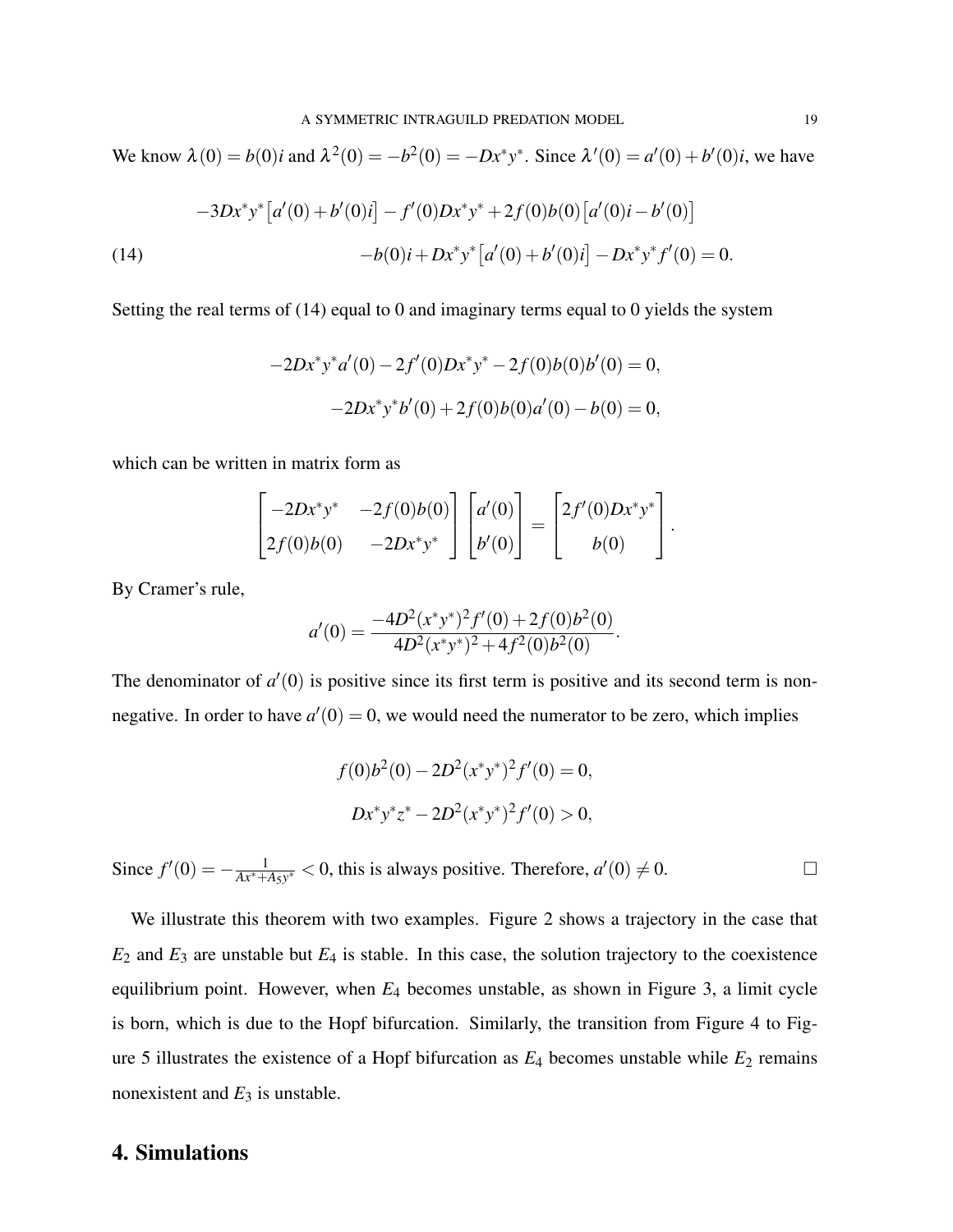We know $\lambda(0) = b(0)i$ and $\lambda^2(0) = -b^2(0) = -Dx^*y^*$. Since $\lambda'(0) = a'(0) + b'(0)i$, we have

$$
\begin{aligned}
&-3Dx^*y^*\big[a'(0)+b'(0)i\big] - f'(0)Dx^*y^* + 2f(0)b(0)\big[a'(0)i - b'(0)\big] \\
&\qquad\qquad\qquad -b(0)i + Dx^*y^*\big[a'(0)+b'(0)i\big] - Dx^*y^*f'(0) = 0.
\end{aligned} \tag{14}
$$

Setting the real terms of (14) equal to 0 and imaginary terms equal to 0 yields the system

$$
\begin{aligned}
-2Dx^*y^*a'(0) - 2f'(0)Dx^*y^* - 2f(0)b(0)b'(0) &= 0, \\
-2Dx^*y^*b'(0) + 2f(0)b(0)a'(0) - b(0) &= 0,
\end{aligned}
$$

which can be written in matrix form as

$$
\begin{bmatrix} -2Dx^*y^* & -2f(0)b(0) \\ 2f(0)b(0) & -2Dx^*y^* \end{bmatrix} \begin{bmatrix} a'(0) \\ b'(0) \end{bmatrix} = \begin{bmatrix} 2f'(0)Dx^*y^* \\ b(0) \end{bmatrix}.
$$

By Cramer's rule,

$$
a'(0) = \frac{-4D^2(x^*y^*)^2 f'(0) + 2f(0)b^2(0)}{4D^2(x^*y^*)^2 + 4f^2(0)b^2(0)}.
$$

The denominator of $a'(0)$ is positive since its first term is positive and its second term is nonnegative. In order to have $a'(0) = 0$, we would need the numerator to be zero, which implies

$$
\begin{aligned}
f(0)b^2(0) - 2D^2(x^*y^*)^2 f'(0) &= 0, \\
Dx^*y^*z^* - 2D^2(x^*y^*)^2 f'(0) &> 0,
\end{aligned}
$$

Since $f'(0) = -\frac{1}{Ax^*+A_5y^*} < 0$, this is always positive. Therefore, $a'(0) \neq 0$. $\square$

We illustrate this theorem with two examples. Figure 2 shows a trajectory in the case that $E_2$ and $E_3$ are unstable but $E_4$ is stable. In this case, the solution trajectory to the coexistence equilibrium point. However, when $E_4$ becomes unstable, as shown in Figure 3, a limit cycle is born, which is due to the Hopf bifurcation. Similarly, the transition from Figure 4 to Figure 5 illustrates the existence of a Hopf bifurcation as $E_4$ becomes unstable while $E_2$ remains nonexistent and $E_3$ is unstable.

## 4. Simulations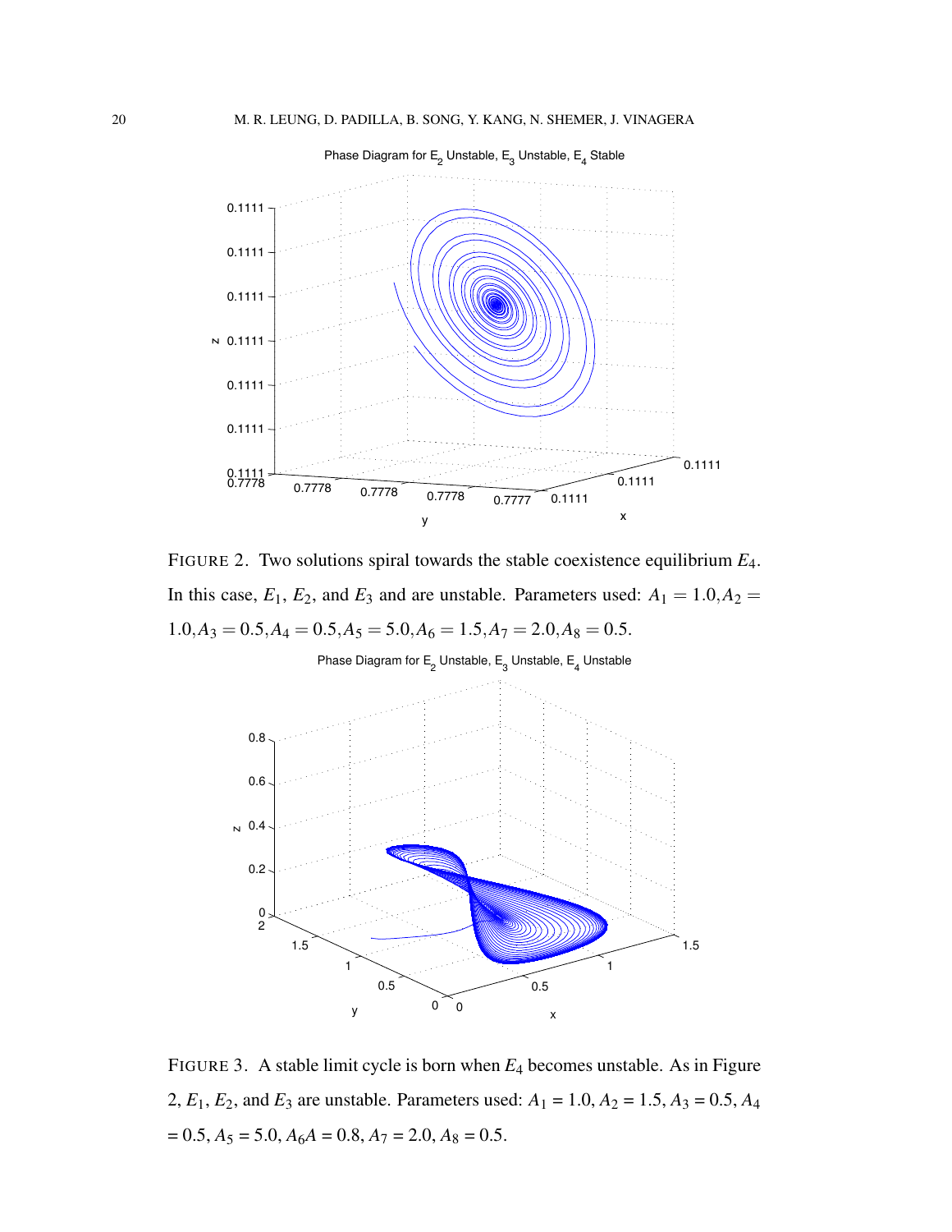FIGURE 2. Two solutions spiral towards the stable coexistence equilibrium $E_4$. In this case, $E_1$, $E_2$, and $E_3$ and are unstable. Parameters used: $A_1 = 1.0, A_2 = 1.0, A_3 = 0.5, A_4 = 0.5, A_5 = 5.0, A_6 = 1.5, A_7 = 2.0, A_8 = 0.5$.

FIGURE 3. A stable limit cycle is born when $E_4$ becomes unstable. As in Figure 2, $E_1$, $E_2$, and $E_3$ are unstable. Parameters used: $A_1 = 1.0$, $A_2 = 1.5$, $A_3 = 0.5$, $A_4 = 0.5$, $A_5 = 5.0$, $A_6A = 0.8$, $A_7 = 2.0$, $A_8 = 0.5$.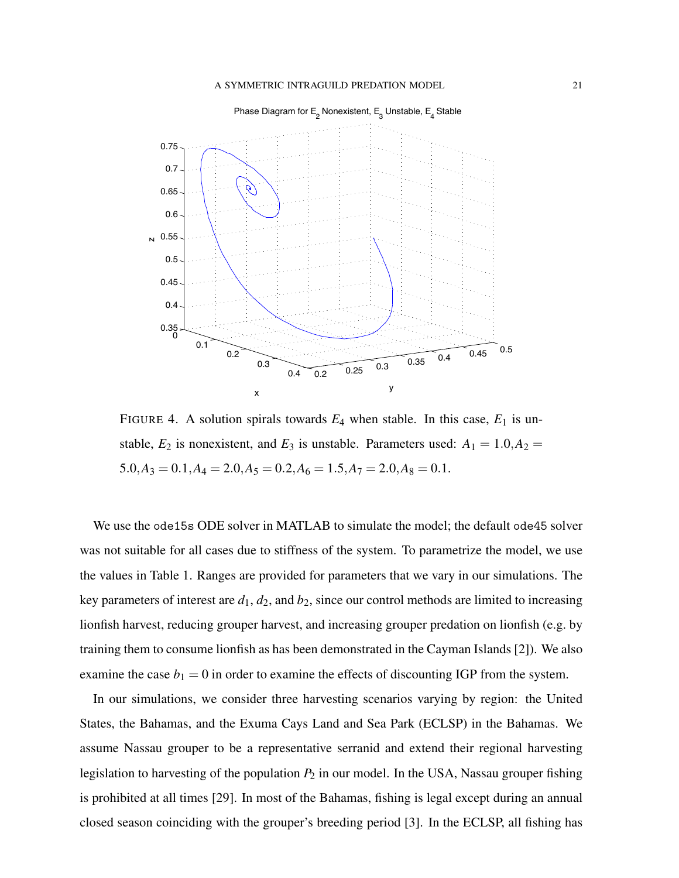FIGURE 4. A solution spirals towards $E_4$ when stable. In this case, $E_1$ is unstable, $E_2$ is nonexistent, and $E_3$ is unstable. Parameters used: $A_1 = 1.0, A_2 = 5.0, A_3 = 0.1, A_4 = 2.0, A_5 = 0.2, A_6 = 1.5, A_7 = 2.0, A_8 = 0.1$.

We use the ode15s ODE solver in MATLAB to simulate the model; the default ode45 solver was not suitable for all cases due to stiffness of the system. To parametrize the model, we use the values in Table 1. Ranges are provided for parameters that we vary in our simulations. The key parameters of interest are $d_1$, $d_2$, and $b_2$, since our control methods are limited to increasing lionfish harvest, reducing grouper harvest, and increasing grouper predation on lionfish (e.g. by training them to consume lionfish as has been demonstrated in the Cayman Islands [2]). We also examine the case $b_1 = 0$ in order to examine the effects of discounting IGP from the system.

In our simulations, we consider three harvesting scenarios varying by region: the United States, the Bahamas, and the Exuma Cays Land and Sea Park (ECLSP) in the Bahamas. We assume Nassau grouper to be a representative serranid and extend their regional harvesting legislation to harvesting of the population $P_2$ in our model. In the USA, Nassau grouper fishing is prohibited at all times [29]. In most of the Bahamas, fishing is legal except during an annual closed season coinciding with the grouper's breeding period [3]. In the ECLSP, all fishing has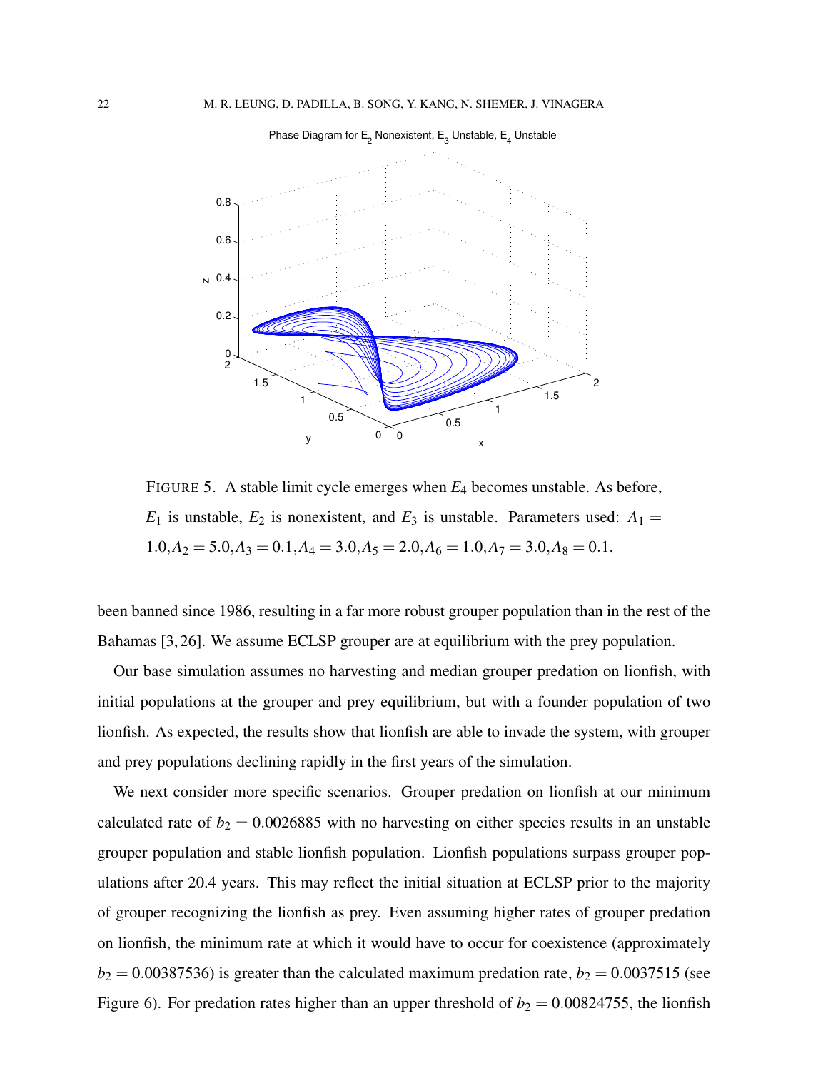FIGURE 5. A stable limit cycle emerges when $E_4$ becomes unstable. As before, $E_1$ is unstable, $E_2$ is nonexistent, and $E_3$ is unstable. Parameters used: $A_1 = 1.0, A_2 = 5.0, A_3 = 0.1, A_4 = 3.0, A_5 = 2.0, A_6 = 1.0, A_7 = 3.0, A_8 = 0.1$.

been banned since 1986, resulting in a far more robust grouper population than in the rest of the Bahamas [3, 26]. We assume ECLSP grouper are at equilibrium with the prey population.

Our base simulation assumes no harvesting and median grouper predation on lionfish, with initial populations at the grouper and prey equilibrium, but with a founder population of two lionfish. As expected, the results show that lionfish are able to invade the system, with grouper and prey populations declining rapidly in the first years of the simulation.

We next consider more specific scenarios. Grouper predation on lionfish at our minimum calculated rate of $b_2 = 0.0026885$ with no harvesting on either species results in an unstable grouper population and stable lionfish population. Lionfish populations surpass grouper populations after 20.4 years. This may reflect the initial situation at ECLSP prior to the majority of grouper recognizing the lionfish as prey. Even assuming higher rates of grouper predation on lionfish, the minimum rate at which it would have to occur for coexistence (approximately $b_2 = 0.00387536$) is greater than the calculated maximum predation rate, $b_2 = 0.0037515$ (see Figure 6). For predation rates higher than an upper threshold of $b_2 = 0.00824755$, the lionfish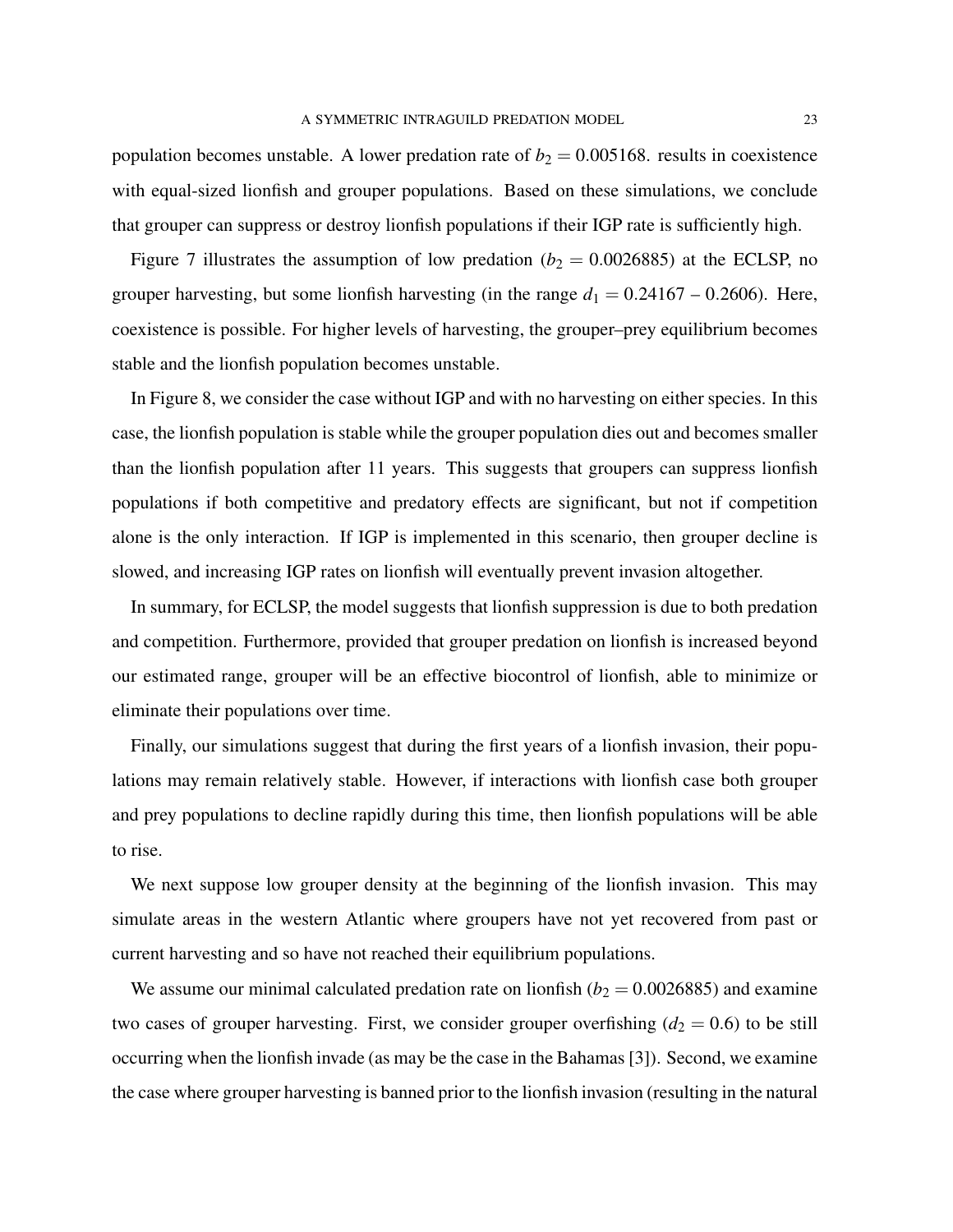population becomes unstable. A lower predation rate of $b_2 = 0.005168$. results in coexistence with equal-sized lionfish and grouper populations. Based on these simulations, we conclude that grouper can suppress or destroy lionfish populations if their IGP rate is sufficiently high.

Figure 7 illustrates the assumption of low predation ($b_2 = 0.0026885$) at the ECLSP, no grouper harvesting, but some lionfish harvesting (in the range $d_1 = 0.24167$ – $0.2606$). Here, coexistence is possible. For higher levels of harvesting, the grouper–prey equilibrium becomes stable and the lionfish population becomes unstable.

In Figure 8, we consider the case without IGP and with no harvesting on either species. In this case, the lionfish population is stable while the grouper population dies out and becomes smaller than the lionfish population after 11 years. This suggests that groupers can suppress lionfish populations if both competitive and predatory effects are significant, but not if competition alone is the only interaction. If IGP is implemented in this scenario, then grouper decline is slowed, and increasing IGP rates on lionfish will eventually prevent invasion altogether.

In summary, for ECLSP, the model suggests that lionfish suppression is due to both predation and competition. Furthermore, provided that grouper predation on lionfish is increased beyond our estimated range, grouper will be an effective biocontrol of lionfish, able to minimize or eliminate their populations over time.

Finally, our simulations suggest that during the first years of a lionfish invasion, their populations may remain relatively stable. However, if interactions with lionfish case both grouper and prey populations to decline rapidly during this time, then lionfish populations will be able to rise.

We next suppose low grouper density at the beginning of the lionfish invasion. This may simulate areas in the western Atlantic where groupers have not yet recovered from past or current harvesting and so have not reached their equilibrium populations.

We assume our minimal calculated predation rate on lionfish ($b_2 = 0.0026885$) and examine two cases of grouper harvesting. First, we consider grouper overfishing ($d_2 = 0.6$) to be still occurring when the lionfish invade (as may be the case in the Bahamas [3]). Second, we examine the case where grouper harvesting is banned prior to the lionfish invasion (resulting in the natural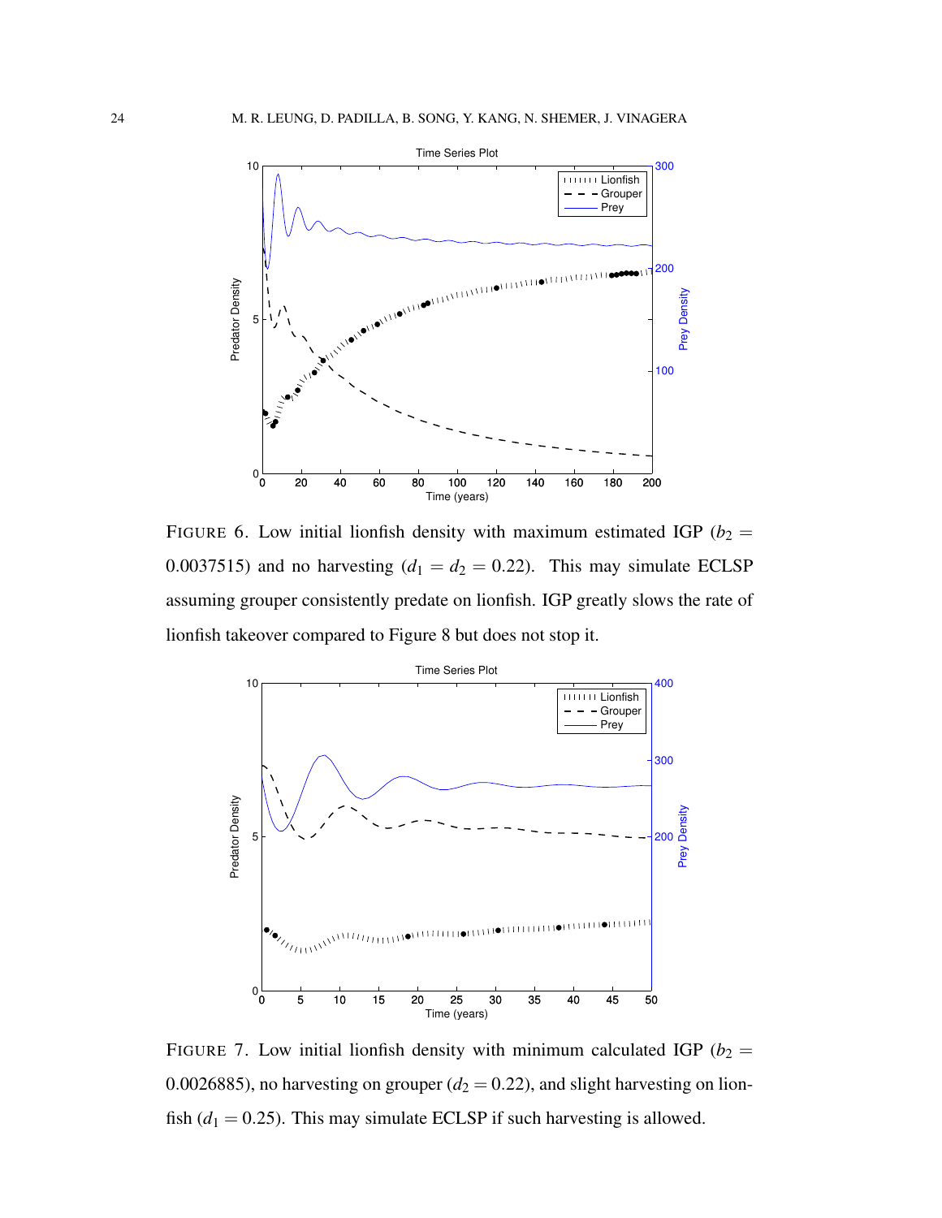FIGURE 6. Low initial lionfish density with maximum estimated IGP ($b_2 = 0.0037515$) and no harvesting ($d_1 = d_2 = 0.22$). This may simulate ECLSP assuming grouper consistently predate on lionfish. IGP greatly slows the rate of lionfish takeover compared to Figure 8 but does not stop it.

FIGURE 7. Low initial lionfish density with minimum calculated IGP ($b_2 = 0.0026885$), no harvesting on grouper ($d_2 = 0.22$), and slight harvesting on lionfish ($d_1 = 0.25$). This may simulate ECLSP if such harvesting is allowed.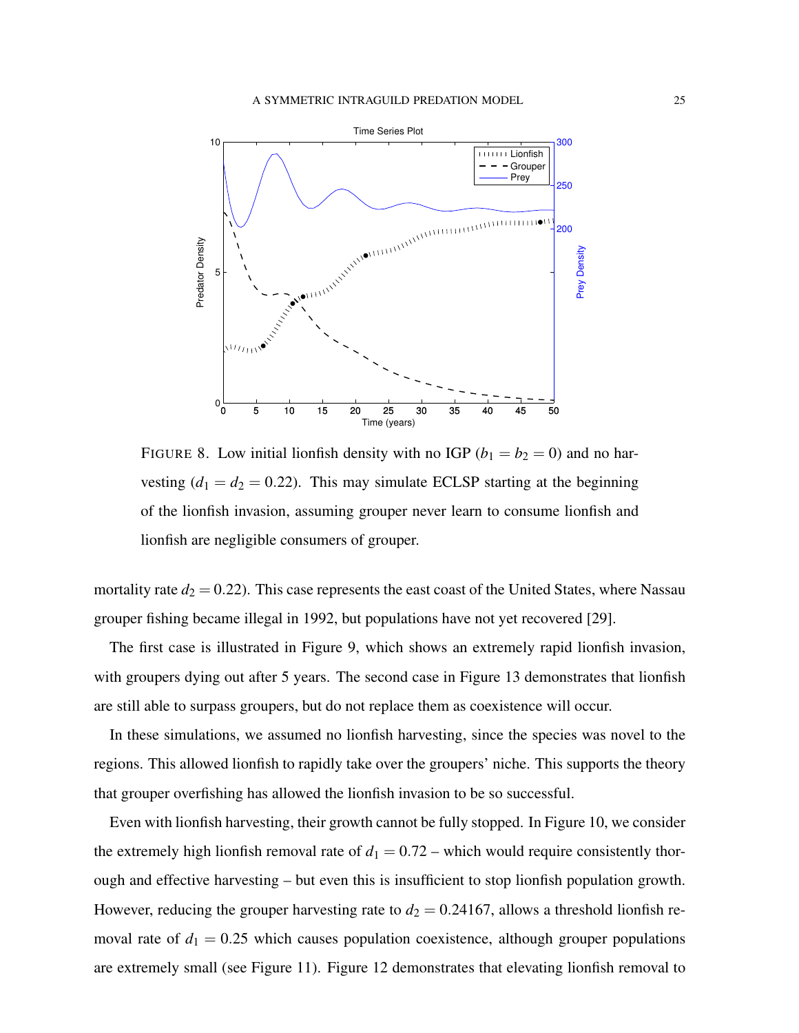FIGURE 8. Low initial lionfish density with no IGP ($b_1 = b_2 = 0$) and no harvesting ($d_1 = d_2 = 0.22$). This may simulate ECLSP starting at the beginning of the lionfish invasion, assuming grouper never learn to consume lionfish and lionfish are negligible consumers of grouper.

mortality rate $d_2 = 0.22$). This case represents the east coast of the United States, where Nassau grouper fishing became illegal in 1992, but populations have not yet recovered [29].

The first case is illustrated in Figure 9, which shows an extremely rapid lionfish invasion, with groupers dying out after 5 years. The second case in Figure 13 demonstrates that lionfish are still able to surpass groupers, but do not replace them as coexistence will occur.

In these simulations, we assumed no lionfish harvesting, since the species was novel to the regions. This allowed lionfish to rapidly take over the groupers' niche. This supports the theory that grouper overfishing has allowed the lionfish invasion to be so successful.

Even with lionfish harvesting, their growth cannot be fully stopped. In Figure 10, we consider the extremely high lionfish removal rate of $d_1 = 0.72$ – which would require consistently thorough and effective harvesting – but even this is insufficient to stop lionfish population growth. However, reducing the grouper harvesting rate to $d_2 = 0.24167$, allows a threshold lionfish removal rate of $d_1 = 0.25$ which causes population coexistence, although grouper populations are extremely small (see Figure 11). Figure 12 demonstrates that elevating lionfish removal to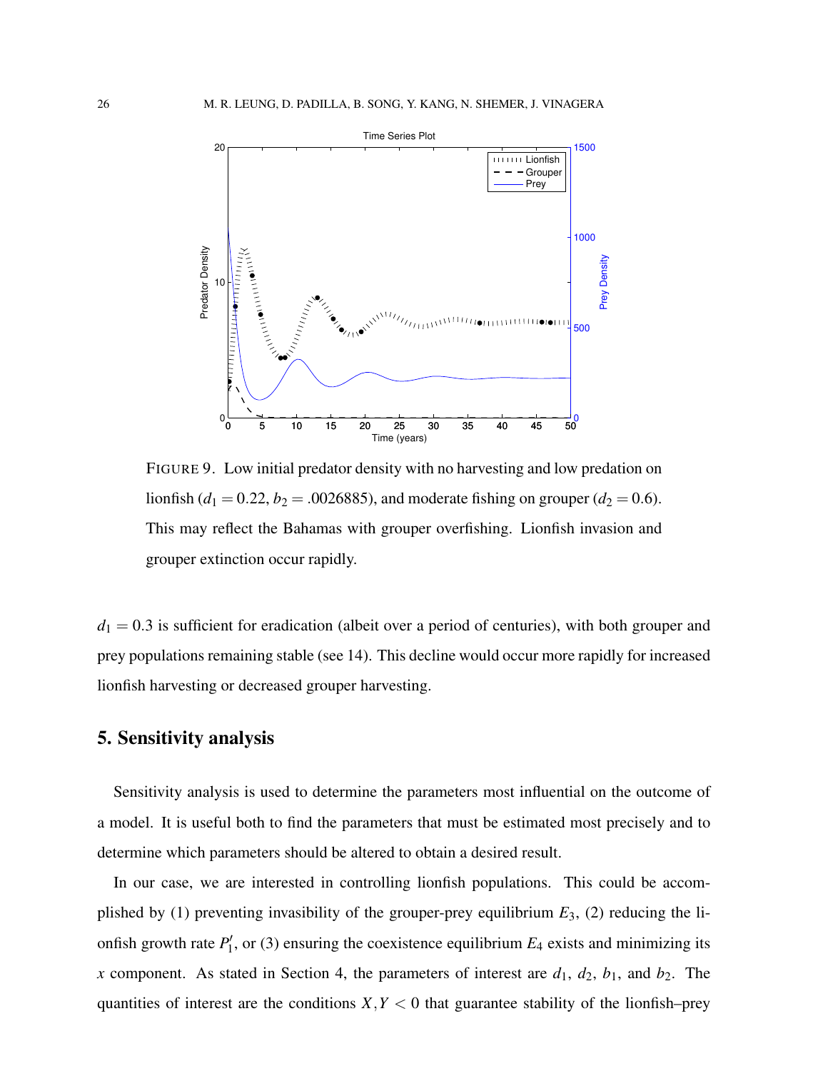FIGURE 9. Low initial predator density with no harvesting and low predation on lionfish ($d_1 = 0.22$, $b_2 = .0026885$), and moderate fishing on grouper ($d_2 = 0.6$). This may reflect the Bahamas with grouper overfishing. Lionfish invasion and grouper extinction occur rapidly.

$d_1 = 0.3$ is sufficient for eradication (albeit over a period of centuries), with both grouper and prey populations remaining stable (see 14). This decline would occur more rapidly for increased lionfish harvesting or decreased grouper harvesting.

## 5. Sensitivity analysis

Sensitivity analysis is used to determine the parameters most influential on the outcome of a model. It is useful both to find the parameters that must be estimated most precisely and to determine which parameters should be altered to obtain a desired result.

In our case, we are interested in controlling lionfish populations. This could be accomplished by (1) preventing invasibility of the grouper-prey equilibrium $E_3$, (2) reducing the lionfish growth rate $P_1'$, or (3) ensuring the coexistence equilibrium $E_4$ exists and minimizing its $x$ component. As stated in Section 4, the parameters of interest are $d_1$, $d_2$, $b_1$, and $b_2$. The quantities of interest are the conditions $X, Y < 0$ that guarantee stability of the lionfish–prey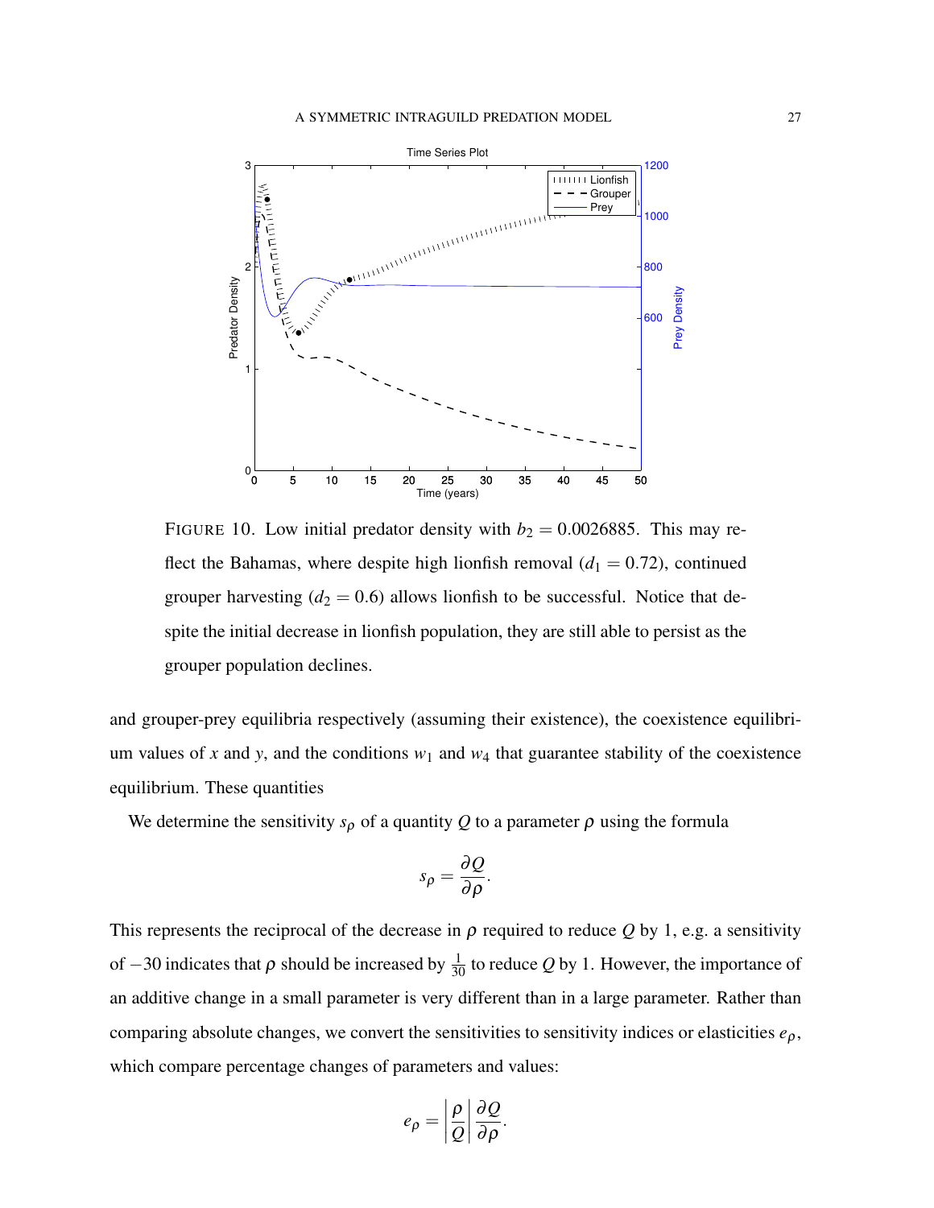FIGURE 10. Low initial predator density with $b_2 = 0.0026885$. This may reflect the Bahamas, where despite high lionfish removal ($d_1 = 0.72$), continued grouper harvesting ($d_2 = 0.6$) allows lionfish to be successful. Notice that despite the initial decrease in lionfish population, they are still able to persist as the grouper population declines.

and grouper-prey equilibria respectively (assuming their existence), the coexistence equilibrium values of $x$ and $y$, and the conditions $w_1$ and $w_4$ that guarantee stability of the coexistence equilibrium. These quantities

We determine the sensitivity $s_\rho$ of a quantity $Q$ to a parameter $\rho$ using the formula

$$s_\rho = \frac{\partial Q}{\partial \rho}.$$

This represents the reciprocal of the decrease in $\rho$ required to reduce $Q$ by 1, e.g. a sensitivity of $-30$ indicates that $\rho$ should be increased by $\frac{1}{30}$ to reduce $Q$ by 1. However, the importance of an additive change in a small parameter is very different than in a large parameter. Rather than comparing absolute changes, we convert the sensitivities to sensitivity indices or elasticities $e_\rho$, which compare percentage changes of parameters and values:

$$e_\rho = \left| \frac{\rho}{Q} \right| \frac{\partial Q}{\partial \rho}.$$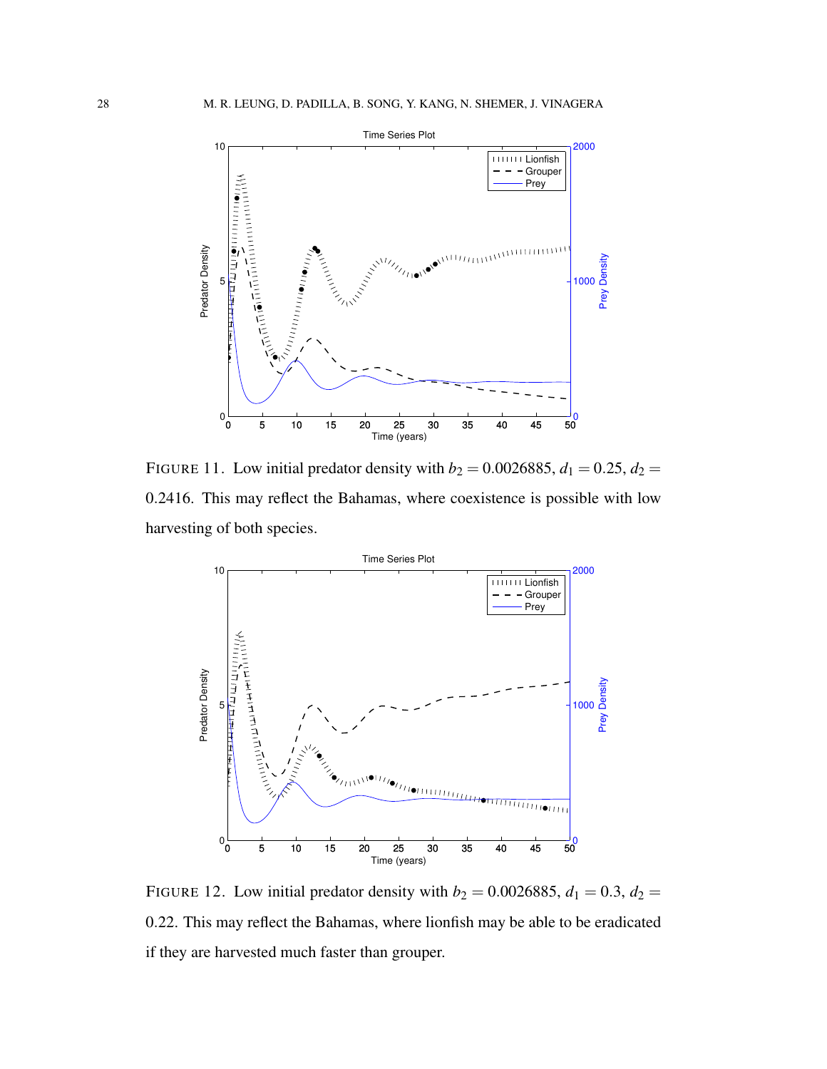FIGURE 11. Low initial predator density with $b_2 = 0.0026885$, $d_1 = 0.25$, $d_2 = 0.2416$. This may reflect the Bahamas, where coexistence is possible with low harvesting of both species.

FIGURE 12. Low initial predator density with $b_2 = 0.0026885$, $d_1 = 0.3$, $d_2 = 0.22$. This may reflect the Bahamas, where lionfish may be able to be eradicated if they are harvested much faster than grouper.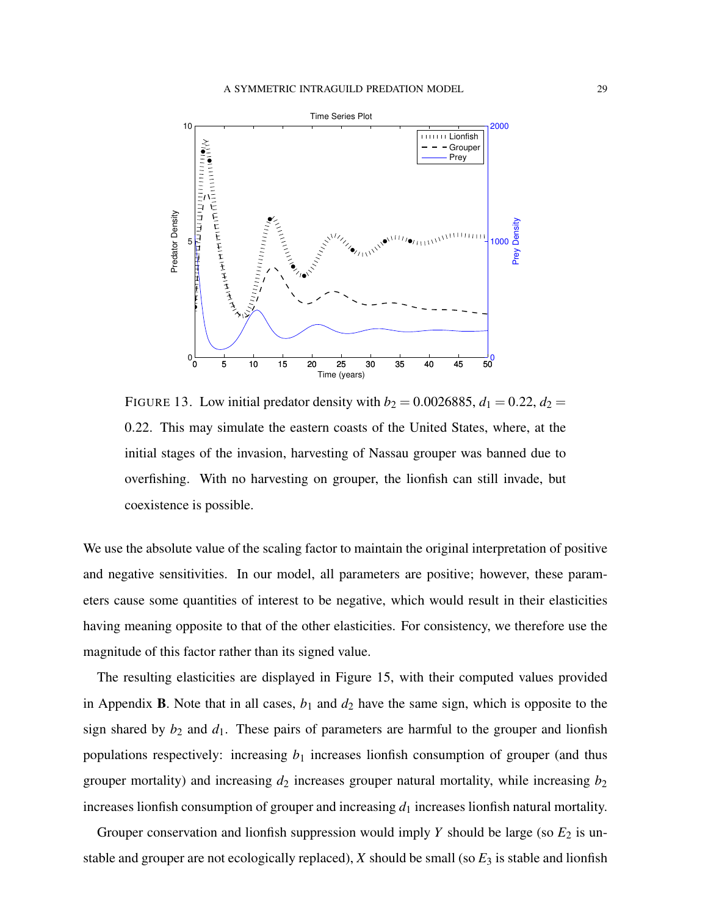FIGURE 13. Low initial predator density with $b_2 = 0.0026885$, $d_1 = 0.22$, $d_2 = 0.22$. This may simulate the eastern coasts of the United States, where, at the initial stages of the invasion, harvesting of Nassau grouper was banned due to overfishing. With no harvesting on grouper, the lionfish can still invade, but coexistence is possible.

We use the absolute value of the scaling factor to maintain the original interpretation of positive and negative sensitivities. In our model, all parameters are positive; however, these parameters cause some quantities of interest to be negative, which would result in their elasticities having meaning opposite to that of the other elasticities. For consistency, we therefore use the magnitude of this factor rather than its signed value.

The resulting elasticities are displayed in Figure 15, with their computed values provided in Appendix **B**. Note that in all cases, $b_1$ and $d_2$ have the same sign, which is opposite to the sign shared by $b_2$ and $d_1$. These pairs of parameters are harmful to the grouper and lionfish populations respectively: increasing $b_1$ increases lionfish consumption of grouper (and thus grouper mortality) and increasing $d_2$ increases grouper natural mortality, while increasing $b_2$ increases lionfish consumption of grouper and increasing $d_1$ increases lionfish natural mortality.

Grouper conservation and lionfish suppression would imply $Y$ should be large (so $E_2$ is unstable and grouper are not ecologically replaced), $X$ should be small (so $E_3$ is stable and lionfish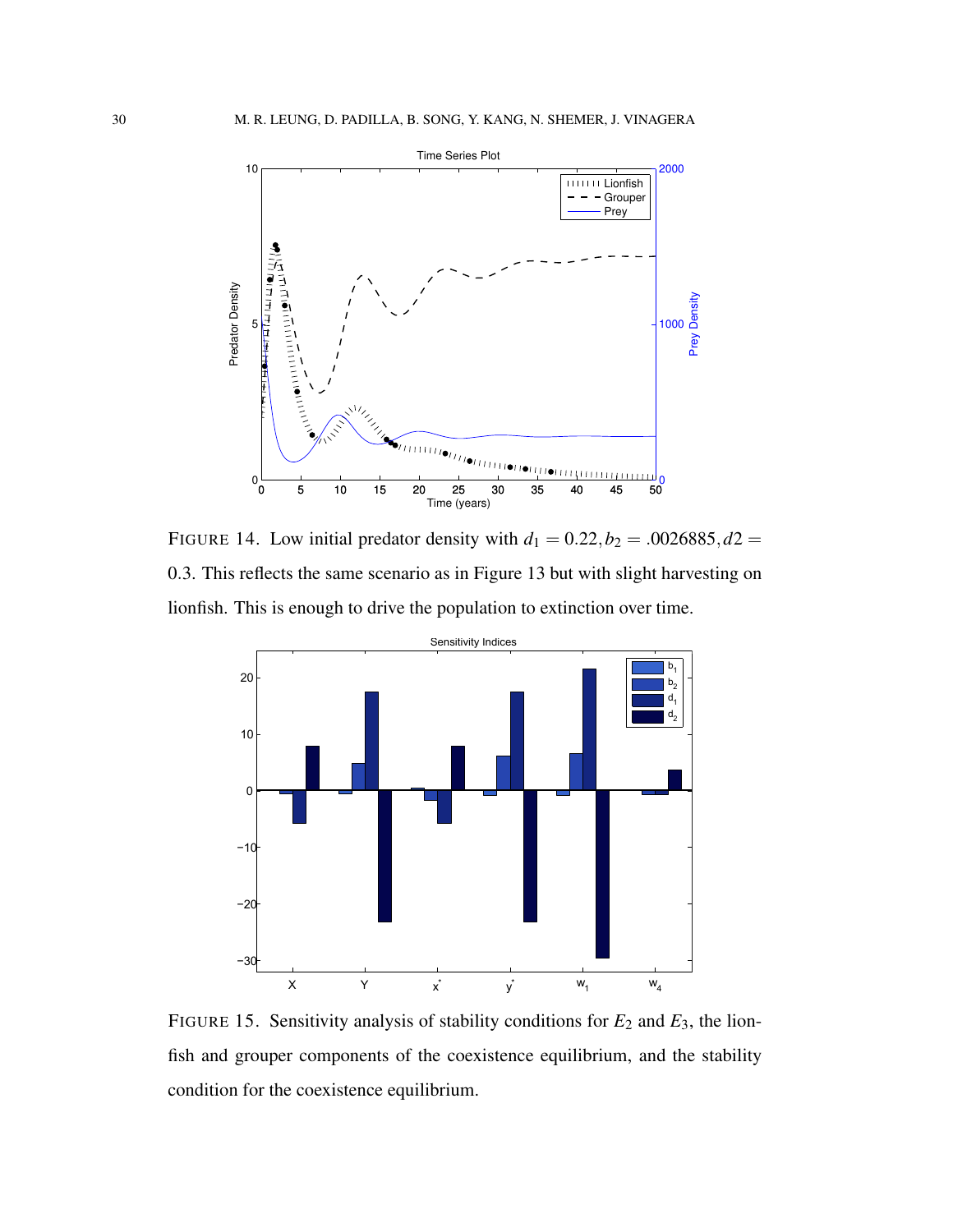FIGURE 14. Low initial predator density with $d_1 = 0.22, b_2 = .0026885, d2 = 0.3$. This reflects the same scenario as in Figure 13 but with slight harvesting on lionfish. This is enough to drive the population to extinction over time.

FIGURE 15. Sensitivity analysis of stability conditions for $E_2$ and $E_3$, the lionfish and grouper components of the coexistence equilibrium, and the stability condition for the coexistence equilibrium.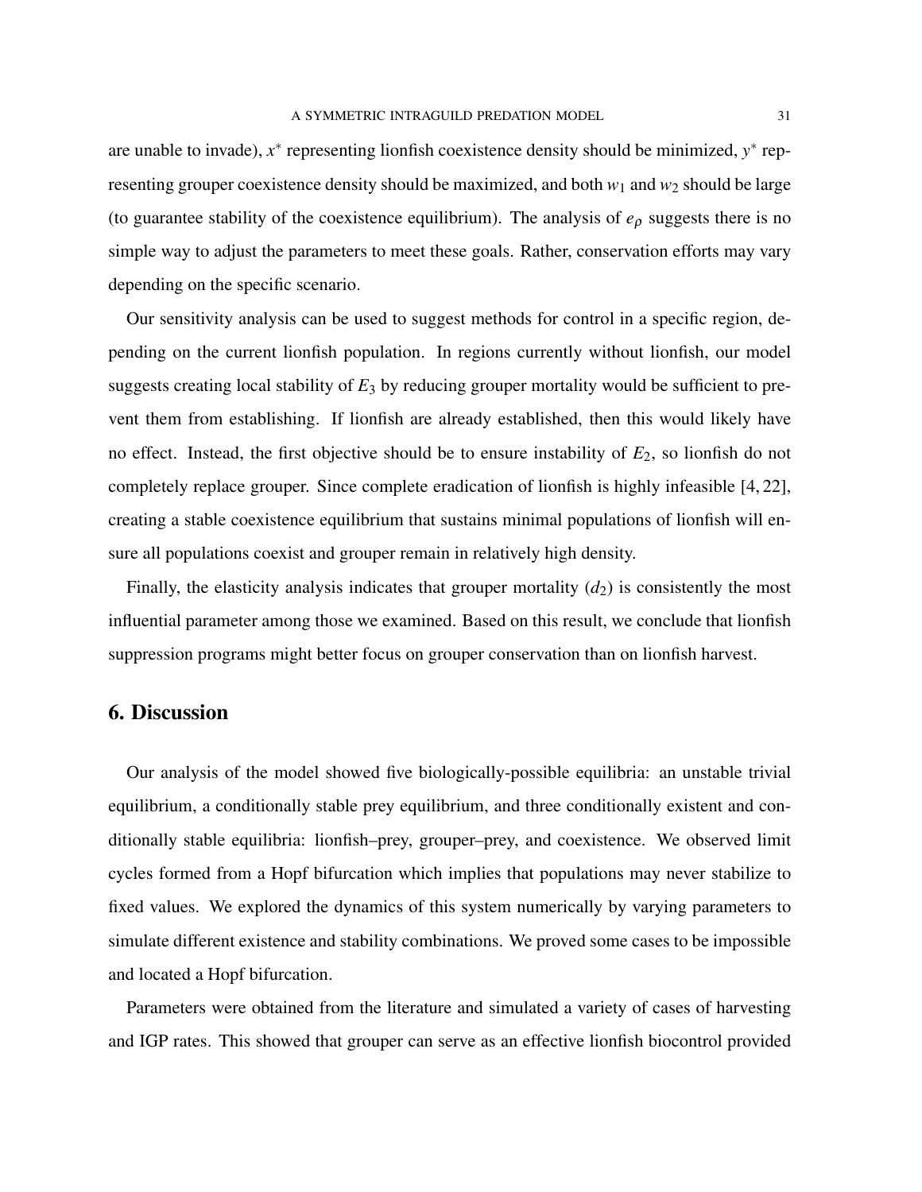are unable to invade), $x^*$ representing lionfish coexistence density should be minimized, $y^*$ representing grouper coexistence density should be maximized, and both $w_1$ and $w_2$ should be large (to guarantee stability of the coexistence equilibrium). The analysis of $e_\rho$ suggests there is no simple way to adjust the parameters to meet these goals. Rather, conservation efforts may vary depending on the specific scenario.

Our sensitivity analysis can be used to suggest methods for control in a specific region, depending on the current lionfish population. In regions currently without lionfish, our model suggests creating local stability of $E_3$ by reducing grouper mortality would be sufficient to prevent them from establishing. If lionfish are already established, then this would likely have no effect. Instead, the first objective should be to ensure instability of $E_2$, so lionfish do not completely replace grouper. Since complete eradication of lionfish is highly infeasible [4, 22], creating a stable coexistence equilibrium that sustains minimal populations of lionfish will ensure all populations coexist and grouper remain in relatively high density.

Finally, the elasticity analysis indicates that grouper mortality ($d_2$) is consistently the most influential parameter among those we examined. Based on this result, we conclude that lionfish suppression programs might better focus on grouper conservation than on lionfish harvest.

## 6. Discussion

Our analysis of the model showed five biologically-possible equilibria: an unstable trivial equilibrium, a conditionally stable prey equilibrium, and three conditionally existent and conditionally stable equilibria: lionfish–prey, grouper–prey, and coexistence. We observed limit cycles formed from a Hopf bifurcation which implies that populations may never stabilize to fixed values. We explored the dynamics of this system numerically by varying parameters to simulate different existence and stability combinations. We proved some cases to be impossible and located a Hopf bifurcation.

Parameters were obtained from the literature and simulated a variety of cases of harvesting and IGP rates. This showed that grouper can serve as an effective lionfish biocontrol provided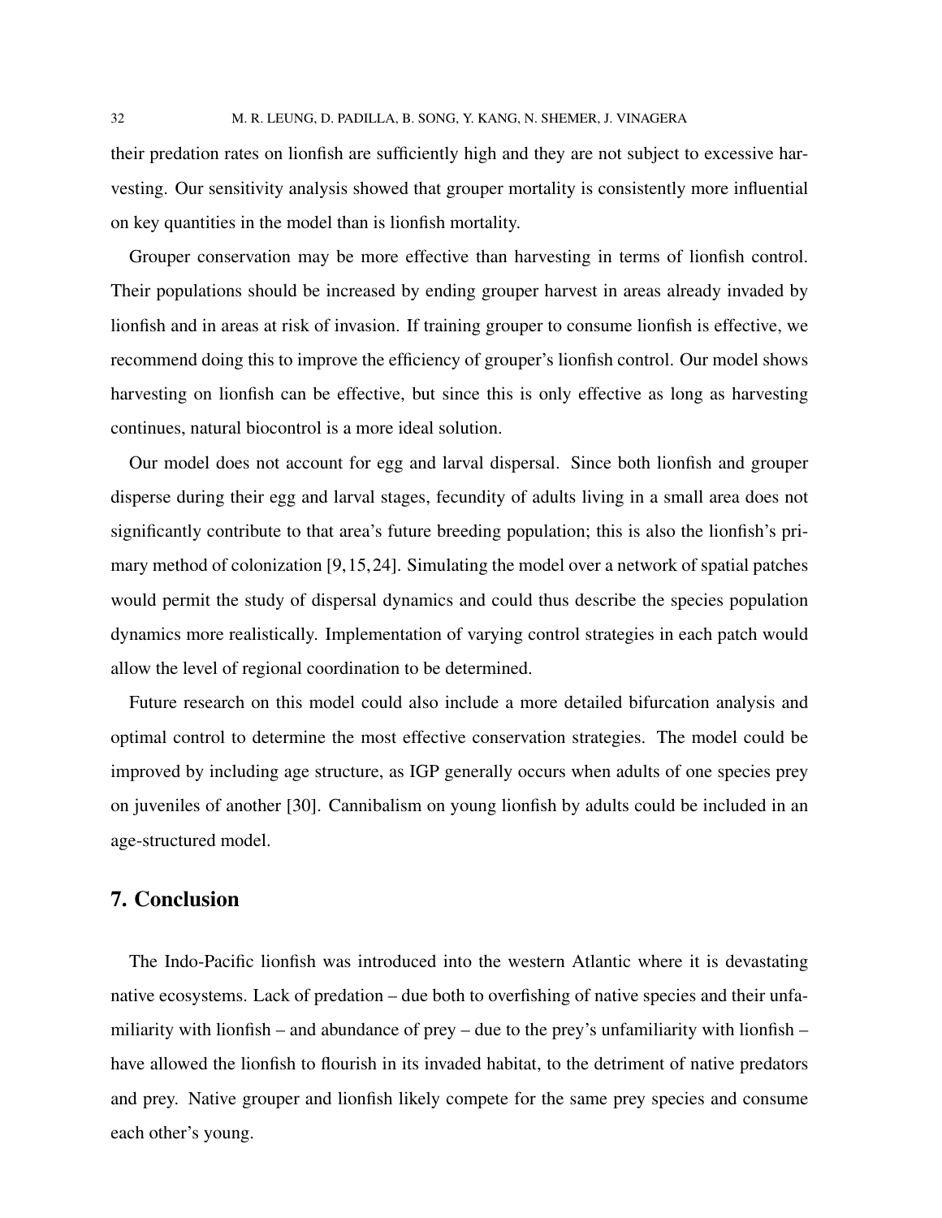their predation rates on lionfish are sufficiently high and they are not subject to excessive harvesting. Our sensitivity analysis showed that grouper mortality is consistently more influential on key quantities in the model than is lionfish mortality.

Grouper conservation may be more effective than harvesting in terms of lionfish control. Their populations should be increased by ending grouper harvest in areas already invaded by lionfish and in areas at risk of invasion. If training grouper to consume lionfish is effective, we recommend doing this to improve the efficiency of grouper's lionfish control. Our model shows harvesting on lionfish can be effective, but since this is only effective as long as harvesting continues, natural biocontrol is a more ideal solution.

Our model does not account for egg and larval dispersal. Since both lionfish and grouper disperse during their egg and larval stages, fecundity of adults living in a small area does not significantly contribute to that area's future breeding population; this is also the lionfish's primary method of colonization [9,15,24]. Simulating the model over a network of spatial patches would permit the study of dispersal dynamics and could thus describe the species population dynamics more realistically. Implementation of varying control strategies in each patch would allow the level of regional coordination to be determined.

Future research on this model could also include a more detailed bifurcation analysis and optimal control to determine the most effective conservation strategies. The model could be improved by including age structure, as IGP generally occurs when adults of one species prey on juveniles of another [30]. Cannibalism on young lionfish by adults could be included in an age-structured model.

## 7. Conclusion

The Indo-Pacific lionfish was introduced into the western Atlantic where it is devastating native ecosystems. Lack of predation – due both to overfishing of native species and their unfamiliarity with lionfish – and abundance of prey – due to the prey's unfamiliarity with lionfish – have allowed the lionfish to flourish in its invaded habitat, to the detriment of native predators and prey. Native grouper and lionfish likely compete for the same prey species and consume each other's young.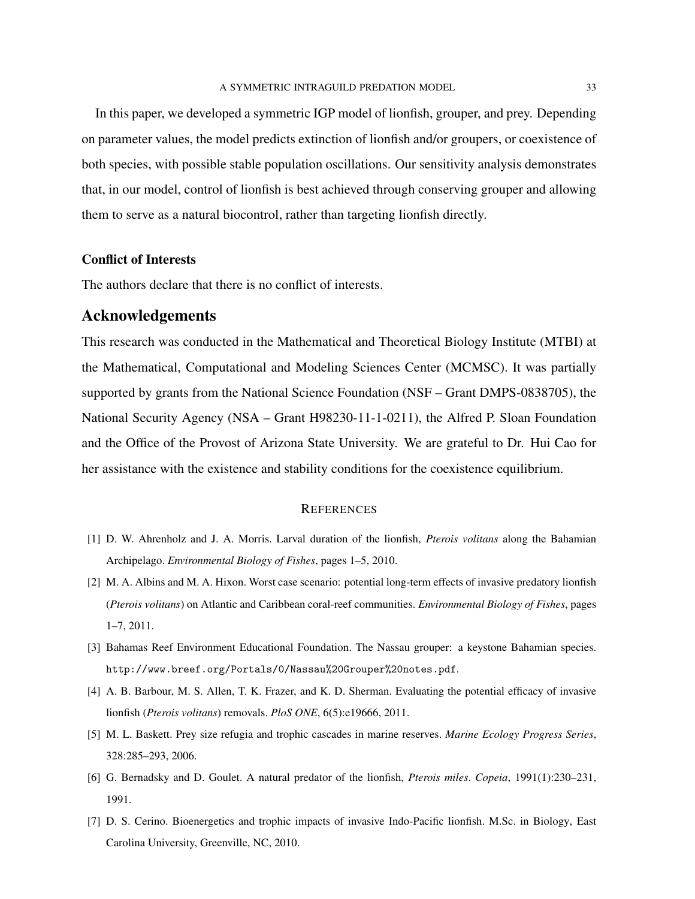In this paper, we developed a symmetric IGP model of lionfish, grouper, and prey. Depending on parameter values, the model predicts extinction of lionfish and/or groupers, or coexistence of both species, with possible stable population oscillations. Our sensitivity analysis demonstrates that, in our model, control of lionfish is best achieved through conserving grouper and allowing them to serve as a natural biocontrol, rather than targeting lionfish directly.

**Conflict of Interests**

The authors declare that there is no conflict of interests.

## Acknowledgements

This research was conducted in the Mathematical and Theoretical Biology Institute (MTBI) at the Mathematical, Computational and Modeling Sciences Center (MCMSC). It was partially supported by grants from the National Science Foundation (NSF – Grant DMPS-0838705), the National Security Agency (NSA – Grant H98230-11-1-0211), the Alfred P. Sloan Foundation and the Office of the Provost of Arizona State University. We are grateful to Dr. Hui Cao for her assistance with the existence and stability conditions for the coexistence equilibrium.

## References

[1] D. W. Ahrenholz and J. A. Morris. Larval duration of the lionfish, *Pterois volitans* along the Bahamian Archipelago. *Environmental Biology of Fishes*, pages 1–5, 2010.

[2] M. A. Albins and M. A. Hixon. Worst case scenario: potential long-term effects of invasive predatory lionfish (*Pterois volitans*) on Atlantic and Caribbean coral-reef communities. *Environmental Biology of Fishes*, pages 1–7, 2011.

[3] Bahamas Reef Environment Educational Foundation. The Nassau grouper: a keystone Bahamian species. http://www.breef.org/Portals/0/Nassau%20Grouper%20notes.pdf.

[4] A. B. Barbour, M. S. Allen, T. K. Frazer, and K. D. Sherman. Evaluating the potential efficacy of invasive lionfish (*Pterois volitans*) removals. *PloS ONE*, 6(5):e19666, 2011.

[5] M. L. Baskett. Prey size refugia and trophic cascades in marine reserves. *Marine Ecology Progress Series*, 328:285–293, 2006.

[6] G. Bernadsky and D. Goulet. A natural predator of the lionfish, *Pterois miles*. *Copeia*, 1991(1):230–231, 1991.

[7] D. S. Cerino. Bioenergetics and trophic impacts of invasive Indo-Pacific lionfish. M.Sc. in Biology, East Carolina University, Greenville, NC, 2010.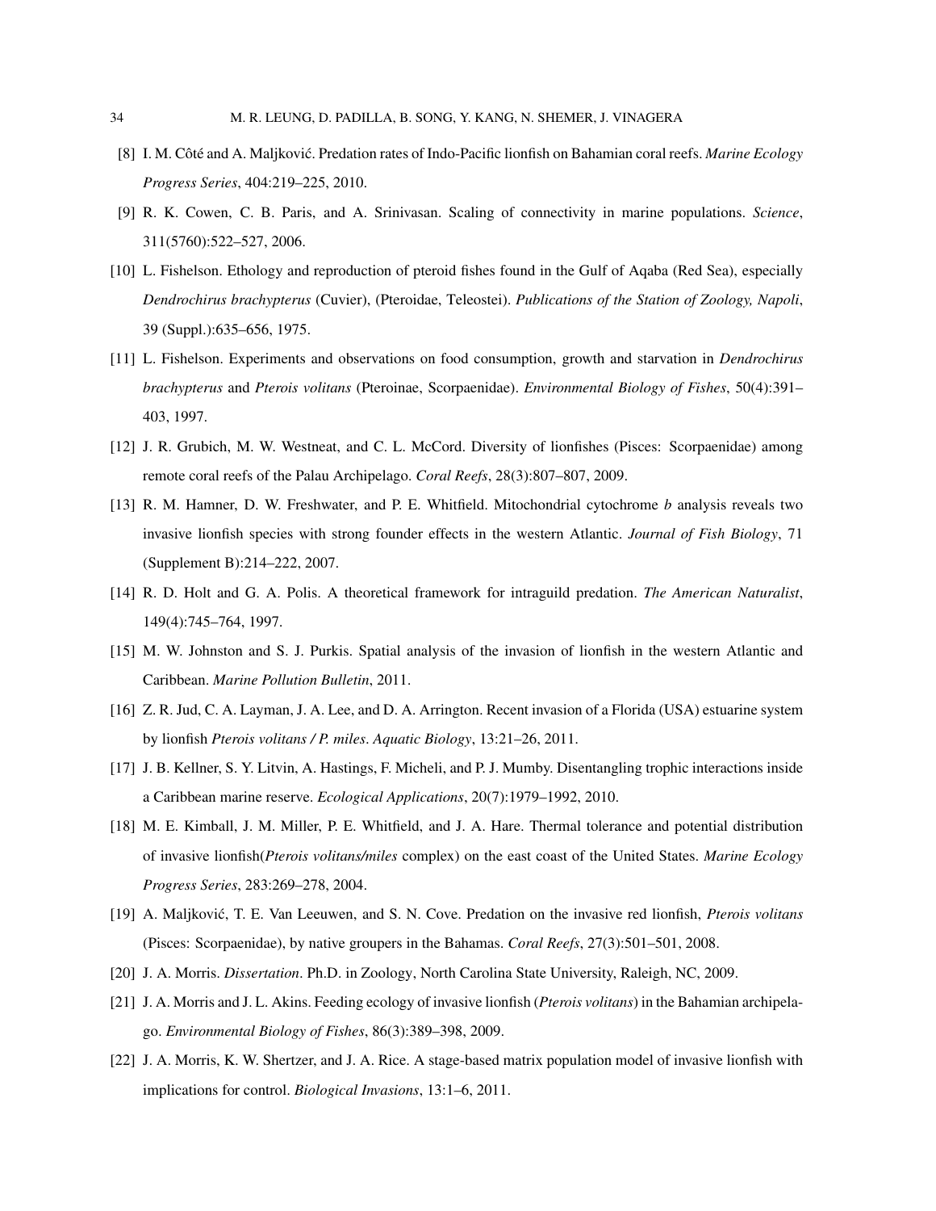[8] I. M. Côté and A. Maljković. Predation rates of Indo-Pacific lionfish on Bahamian coral reefs. *Marine Ecology Progress Series*, 404:219–225, 2010.

[9] R. K. Cowen, C. B. Paris, and A. Srinivasan. Scaling of connectivity in marine populations. *Science*, 311(5760):522–527, 2006.

[10] L. Fishelson. Ethology and reproduction of pteroid fishes found in the Gulf of Aqaba (Red Sea), especially *Dendrochirus brachypterus* (Cuvier), (Pteroidae, Teleostei). *Publications of the Station of Zoology, Napoli*, 39 (Suppl.):635–656, 1975.

[11] L. Fishelson. Experiments and observations on food consumption, growth and starvation in *Dendrochirus brachypterus* and *Pterois volitans* (Pteroinae, Scorpaenidae). *Environmental Biology of Fishes*, 50(4):391–403, 1997.

[12] J. R. Grubich, M. W. Westneat, and C. L. McCord. Diversity of lionfishes (Pisces: Scorpaenidae) among remote coral reefs of the Palau Archipelago. *Coral Reefs*, 28(3):807–807, 2009.

[13] R. M. Hamner, D. W. Freshwater, and P. E. Whitfield. Mitochondrial cytochrome *b* analysis reveals two invasive lionfish species with strong founder effects in the western Atlantic. *Journal of Fish Biology*, 71 (Supplement B):214–222, 2007.

[14] R. D. Holt and G. A. Polis. A theoretical framework for intraguild predation. *The American Naturalist*, 149(4):745–764, 1997.

[15] M. W. Johnston and S. J. Purkis. Spatial analysis of the invasion of lionfish in the western Atlantic and Caribbean. *Marine Pollution Bulletin*, 2011.

[16] Z. R. Jud, C. A. Layman, J. A. Lee, and D. A. Arrington. Recent invasion of a Florida (USA) estuarine system by lionfish *Pterois volitans / P. miles*. *Aquatic Biology*, 13:21–26, 2011.

[17] J. B. Kellner, S. Y. Litvin, A. Hastings, F. Micheli, and P. J. Mumby. Disentangling trophic interactions inside a Caribbean marine reserve. *Ecological Applications*, 20(7):1979–1992, 2010.

[18] M. E. Kimball, J. M. Miller, P. E. Whitfield, and J. A. Hare. Thermal tolerance and potential distribution of invasive lionfish(*Pterois volitans/miles* complex) on the east coast of the United States. *Marine Ecology Progress Series*, 283:269–278, 2004.

[19] A. Maljković, T. E. Van Leeuwen, and S. N. Cove. Predation on the invasive red lionfish, *Pterois volitans* (Pisces: Scorpaenidae), by native groupers in the Bahamas. *Coral Reefs*, 27(3):501–501, 2008.

[20] J. A. Morris. *Dissertation*. Ph.D. in Zoology, North Carolina State University, Raleigh, NC, 2009.

[21] J. A. Morris and J. L. Akins. Feeding ecology of invasive lionfish (*Pterois volitans*) in the Bahamian archipelago. *Environmental Biology of Fishes*, 86(3):389–398, 2009.

[22] J. A. Morris, K. W. Shertzer, and J. A. Rice. A stage-based matrix population model of invasive lionfish with implications for control. *Biological Invasions*, 13:1–6, 2011.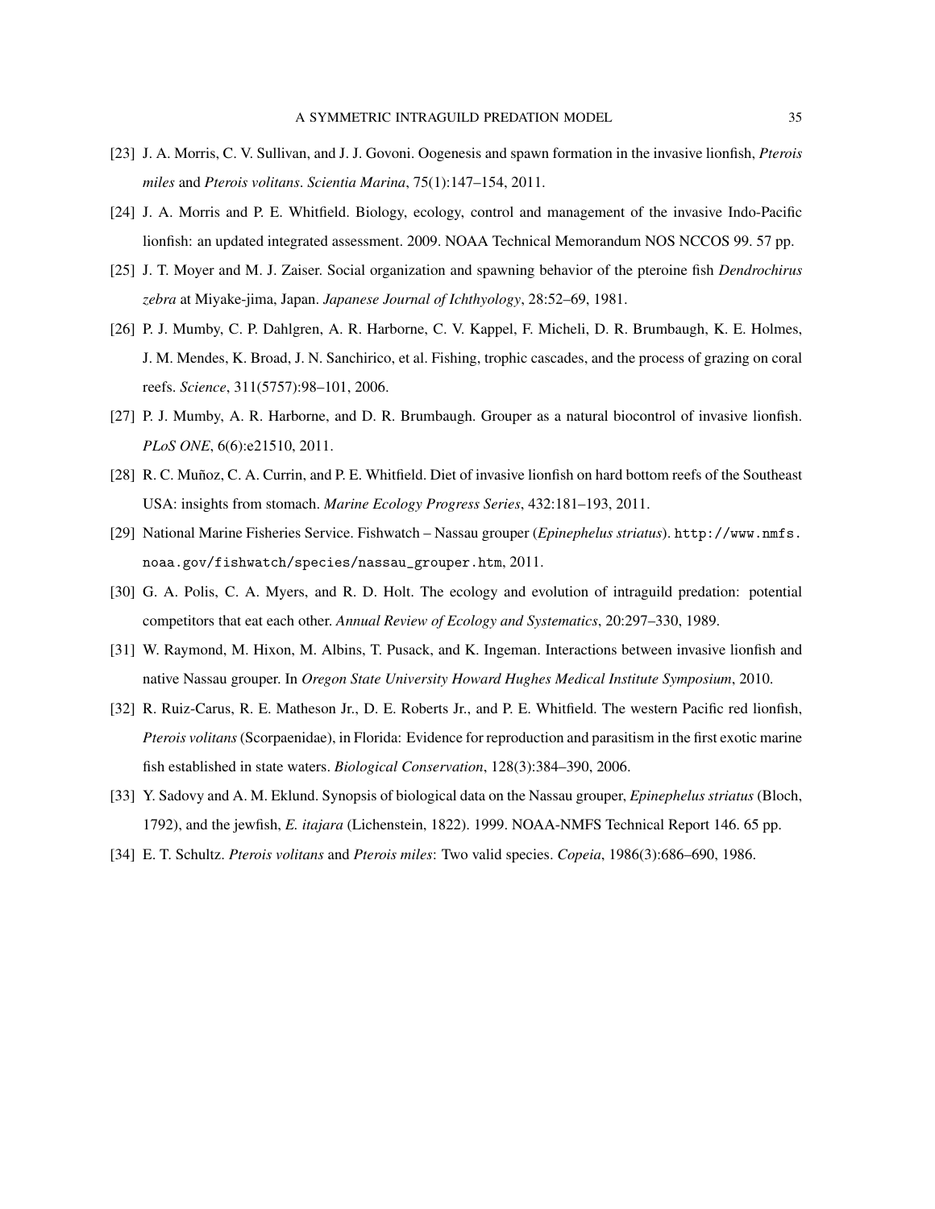[23] J. A. Morris, C. V. Sullivan, and J. J. Govoni. Oogenesis and spawn formation in the invasive lionfish, *Pterois miles* and *Pterois volitans*. *Scientia Marina*, 75(1):147–154, 2011.

[24] J. A. Morris and P. E. Whitfield. Biology, ecology, control and management of the invasive Indo-Pacific lionfish: an updated integrated assessment. 2009. NOAA Technical Memorandum NOS NCCOS 99. 57 pp.

[25] J. T. Moyer and M. J. Zaiser. Social organization and spawning behavior of the pteroine fish *Dendrochirus zebra* at Miyake-jima, Japan. *Japanese Journal of Ichthyology*, 28:52–69, 1981.

[26] P. J. Mumby, C. P. Dahlgren, A. R. Harborne, C. V. Kappel, F. Micheli, D. R. Brumbaugh, K. E. Holmes, J. M. Mendes, K. Broad, J. N. Sanchirico, et al. Fishing, trophic cascades, and the process of grazing on coral reefs. *Science*, 311(5757):98–101, 2006.

[27] P. J. Mumby, A. R. Harborne, and D. R. Brumbaugh. Grouper as a natural biocontrol of invasive lionfish. *PLoS ONE*, 6(6):e21510, 2011.

[28] R. C. Muñoz, C. A. Currin, and P. E. Whitfield. Diet of invasive lionfish on hard bottom reefs of the Southeast USA: insights from stomach. *Marine Ecology Progress Series*, 432:181–193, 2011.

[29] National Marine Fisheries Service. Fishwatch – Nassau grouper (*Epinephelus striatus*). `http://www.nmfs.noaa.gov/fishwatch/species/nassau_grouper.htm`, 2011.

[30] G. A. Polis, C. A. Myers, and R. D. Holt. The ecology and evolution of intraguild predation: potential competitors that eat each other. *Annual Review of Ecology and Systematics*, 20:297–330, 1989.

[31] W. Raymond, M. Hixon, M. Albins, T. Pusack, and K. Ingeman. Interactions between invasive lionfish and native Nassau grouper. In *Oregon State University Howard Hughes Medical Institute Symposium*, 2010.

[32] R. Ruiz-Carus, R. E. Matheson Jr., D. E. Roberts Jr., and P. E. Whitfield. The western Pacific red lionfish, *Pterois volitans* (Scorpaenidae), in Florida: Evidence for reproduction and parasitism in the first exotic marine fish established in state waters. *Biological Conservation*, 128(3):384–390, 2006.

[33] Y. Sadovy and A. M. Eklund. Synopsis of biological data on the Nassau grouper, *Epinephelus striatus* (Bloch, 1792), and the jewfish, *E. itajara* (Lichenstein, 1822). 1999. NOAA-NMFS Technical Report 146. 65 pp.

[34] E. T. Schultz. *Pterois volitans* and *Pterois miles*: Two valid species. *Copeia*, 1986(3):686–690, 1986.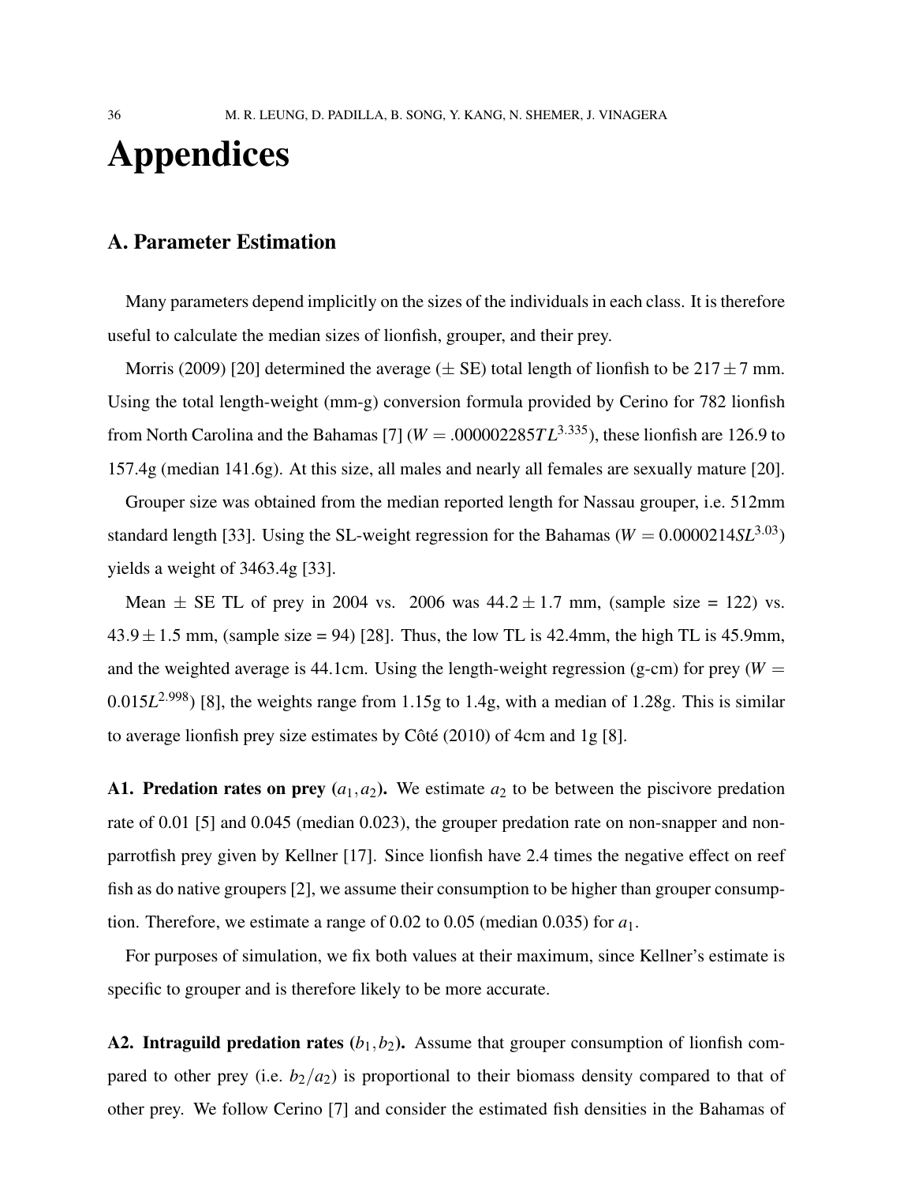# Appendices

## A. Parameter Estimation

Many parameters depend implicitly on the sizes of the individuals in each class. It is therefore useful to calculate the median sizes of lionfish, grouper, and their prey.

Morris (2009) [20] determined the average ($\pm$ SE) total length of lionfish to be $217 \pm 7$ mm. Using the total length-weight (mm-g) conversion formula provided by Cerino for 782 lionfish from North Carolina and the Bahamas [7] ($W = .000002285TL^{3.335}$), these lionfish are 126.9 to 157.4g (median 141.6g). At this size, all males and nearly all females are sexually mature [20].

Grouper size was obtained from the median reported length for Nassau grouper, i.e. 512mm standard length [33]. Using the SL-weight regression for the Bahamas ($W = 0.0000214SL^{3.03}$) yields a weight of 3463.4g [33].

Mean $\pm$ SE TL of prey in 2004 vs. 2006 was $44.2 \pm 1.7$ mm, (sample size = 122) vs. $43.9 \pm 1.5$ mm, (sample size = 94) [28]. Thus, the low TL is 42.4mm, the high TL is 45.9mm, and the weighted average is 44.1cm. Using the length-weight regression (g-cm) for prey ($W = 0.015L^{2.998}$) [8], the weights range from 1.15g to 1.4g, with a median of 1.28g. This is similar to average lionfish prey size estimates by Côté (2010) of 4cm and 1g [8].

**A1. Predation rates on prey ($a_1, a_2$).** We estimate $a_2$ to be between the piscivore predation rate of 0.01 [5] and 0.045 (median 0.023), the grouper predation rate on non-snapper and non-parrotfish prey given by Kellner [17]. Since lionfish have 2.4 times the negative effect on reef fish as do native groupers [2], we assume their consumption to be higher than grouper consumption. Therefore, we estimate a range of 0.02 to 0.05 (median 0.035) for $a_1$.

For purposes of simulation, we fix both values at their maximum, since Kellner's estimate is specific to grouper and is therefore likely to be more accurate.

**A2. Intraguild predation rates ($b_1, b_2$).** Assume that grouper consumption of lionfish compared to other prey (i.e. $b_2/a_2$) is proportional to their biomass density compared to that of other prey. We follow Cerino [7] and consider the estimated fish densities in the Bahamas of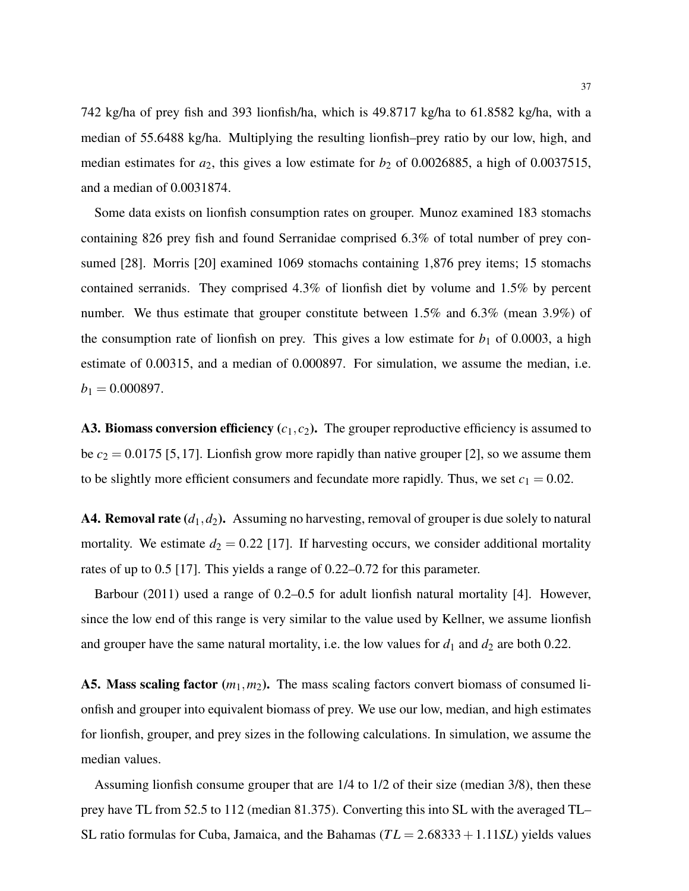742 kg/ha of prey fish and 393 lionfish/ha, which is 49.8717 kg/ha to 61.8582 kg/ha, with a median of 55.6488 kg/ha. Multiplying the resulting lionfish–prey ratio by our low, high, and median estimates for $a_2$, this gives a low estimate for $b_2$ of 0.0026885, a high of 0.0037515, and a median of 0.0031874.

Some data exists on lionfish consumption rates on grouper. Munoz examined 183 stomachs containing 826 prey fish and found Serranidae comprised 6.3% of total number of prey consumed [28]. Morris [20] examined 1069 stomachs containing 1,876 prey items; 15 stomachs contained serranids. They comprised 4.3% of lionfish diet by volume and 1.5% by percent number. We thus estimate that grouper constitute between 1.5% and 6.3% (mean 3.9%) of the consumption rate of lionfish on prey. This gives a low estimate for $b_1$ of 0.0003, a high estimate of 0.00315, and a median of 0.000897. For simulation, we assume the median, i.e. $b_1 = 0.000897$.

**A3. Biomass conversion efficiency ($c_1, c_2$).** The grouper reproductive efficiency is assumed to be $c_2 = 0.0175$ [5,17]. Lionfish grow more rapidly than native grouper [2], so we assume them to be slightly more efficient consumers and fecundate more rapidly. Thus, we set $c_1 = 0.02$.

**A4. Removal rate ($d_1, d_2$).** Assuming no harvesting, removal of grouper is due solely to natural mortality. We estimate $d_2 = 0.22$ [17]. If harvesting occurs, we consider additional mortality rates of up to 0.5 [17]. This yields a range of 0.22–0.72 for this parameter.

Barbour (2011) used a range of 0.2–0.5 for adult lionfish natural mortality [4]. However, since the low end of this range is very similar to the value used by Kellner, we assume lionfish and grouper have the same natural mortality, i.e. the low values for $d_1$ and $d_2$ are both 0.22.

**A5. Mass scaling factor ($m_1, m_2$).** The mass scaling factors convert biomass of consumed lionfish and grouper into equivalent biomass of prey. We use our low, median, and high estimates for lionfish, grouper, and prey sizes in the following calculations. In simulation, we assume the median values.

Assuming lionfish consume grouper that are 1/4 to 1/2 of their size (median 3/8), then these prey have TL from 52.5 to 112 (median 81.375). Converting this into SL with the averaged TL–SL ratio formulas for Cuba, Jamaica, and the Bahamas ($TL = 2.68333 + 1.11SL$) yields values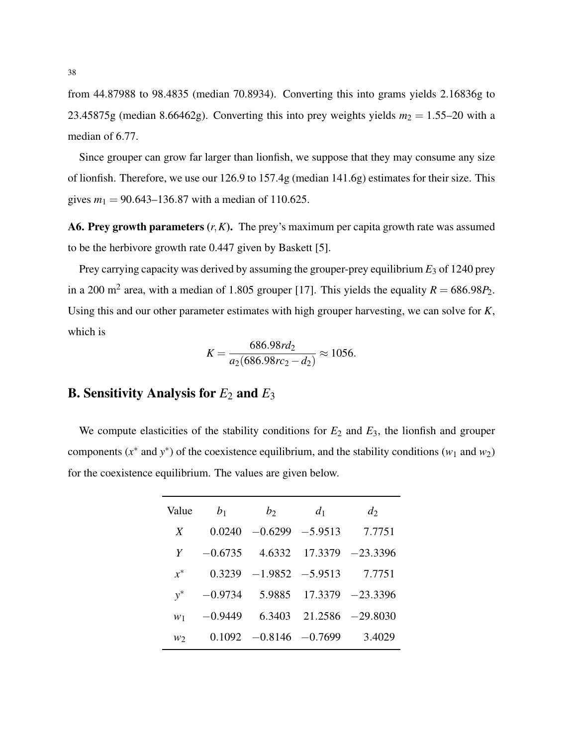from 44.87988 to 98.4835 (median 70.8934). Converting this into grams yields 2.16836g to 23.45875g (median 8.66462g). Converting this into prey weights yields $m_2 = 1.55$–$20$ with a median of 6.77.

Since grouper can grow far larger than lionfish, we suppose that they may consume any size of lionfish. Therefore, we use our 126.9 to 157.4g (median 141.6g) estimates for their size. This gives $m_1 = 90.643$–$136.87$ with a median of 110.625.

**A6. Prey growth parameters ($r, K$).** The prey's maximum per capita growth rate was assumed to be the herbivore growth rate 0.447 given by Baskett [5].

Prey carrying capacity was derived by assuming the grouper-prey equilibrium $E_3$ of 1240 prey in a 200 m$^2$ area, with a median of 1.805 grouper [17]. This yields the equality $R = 686.98P_2$. Using this and our other parameter estimates with high grouper harvesting, we can solve for $K$, which is

$$K = \frac{686.98 r d_2}{a_2(686.98 r c_2 - d_2)} \approx 1056.$$

## B. Sensitivity Analysis for $E_2$ and $E_3$

We compute elasticities of the stability conditions for $E_2$ and $E_3$, the lionfish and grouper components ($x^*$ and $y^*$) of the coexistence equilibrium, and the stability conditions ($w_1$ and $w_2$) for the coexistence equilibrium. The values are given below.

| Value | $b_1$ | $b_2$ | $d_1$ | $d_2$ |
|---|---|---|---|---|
| $X$ | 0.0240 | −0.6299 | −5.9513 | 7.7751 |
| $Y$ | −0.6735 | 4.6332 | 17.3379 | −23.3396 |
| $x^*$ | 0.3239 | −1.9852 | −5.9513 | 7.7751 |
| $y^*$ | −0.9734 | 5.9885 | 17.3379 | −23.3396 |
| $w_1$ | −0.9449 | 6.3403 | 21.2586 | −29.8030 |
| $w_2$ | 0.1092 | −0.8146 | −0.7699 | 3.4029 |